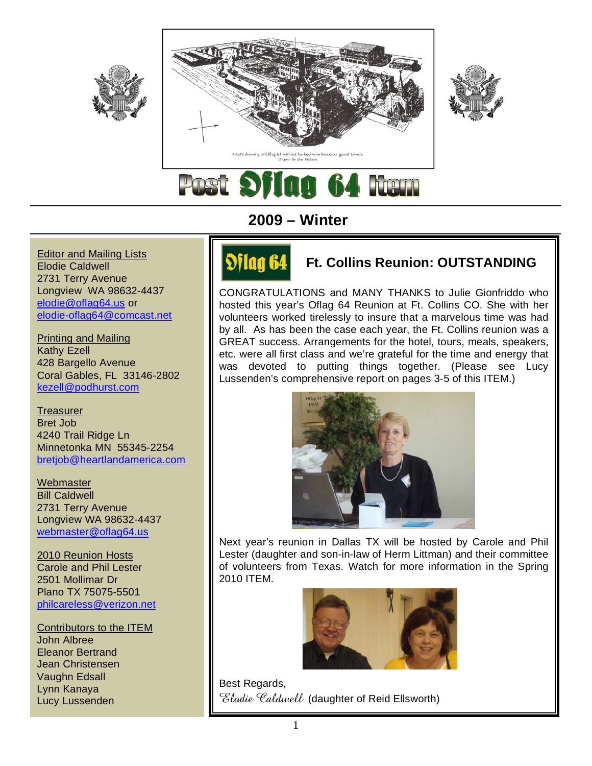Artist's drawing of Oflag 64 without barbed-wire fences or guard towers.
Drawn by Jim Bickers

# Post Oflag 64 Item

## 2009 – Winter

Editor and Mailing Lists
Elodie Caldwell
2731 Terry Avenue
Longview WA 98632-4437
elodie@oflag64.us or
elodie-oflag64@comcast.net

Printing and Mailing
Kathy Ezell
428 Bargello Avenue
Coral Gables, FL 33146-2802
kezell@podhurst.com

Treasurer
Bret Job
4240 Trail Ridge Ln
Minnetonka MN 55345-2254
bretjob@heartlandamerica.com

Webmaster
Bill Caldwell
2731 Terry Avenue
Longview WA 98632-4437
webmaster@oflag64.us

2010 Reunion Hosts
Carole and Phil Lester
2501 Mollimar Dr
Plano TX 75075-5501
philcareless@verizon.net

Contributors to the ITEM
John Albree
Eleanor Bertrand
Jean Christensen
Vaughn Edsall
Lynn Kanaya
Lucy Lussenden

## Ft. Collins Reunion: OUTSTANDING

CONGRATULATIONS and MANY THANKS to Julie Gionfriddo who hosted this year's Oflag 64 Reunion at Ft. Collins CO. She with her volunteers worked tirelessly to insure that a marvelous time was had by all. As has been the case each year, the Ft. Collins reunion was a GREAT success. Arrangements for the hotel, tours, meals, speakers, etc. were all first class and we're grateful for the time and energy that was devoted to putting things together. (Please see Lucy Lussenden's comprehensive report on pages 3-5 of this ITEM.)

Next year's reunion in Dallas TX will be hosted by Carole and Phil Lester (daughter and son-in-law of Herm Littman) and their committee of volunteers from Texas. Watch for more information in the Spring 2010 ITEM.

Best Regards,
*Elodie Caldwell* (daughter of Reid Ellsworth)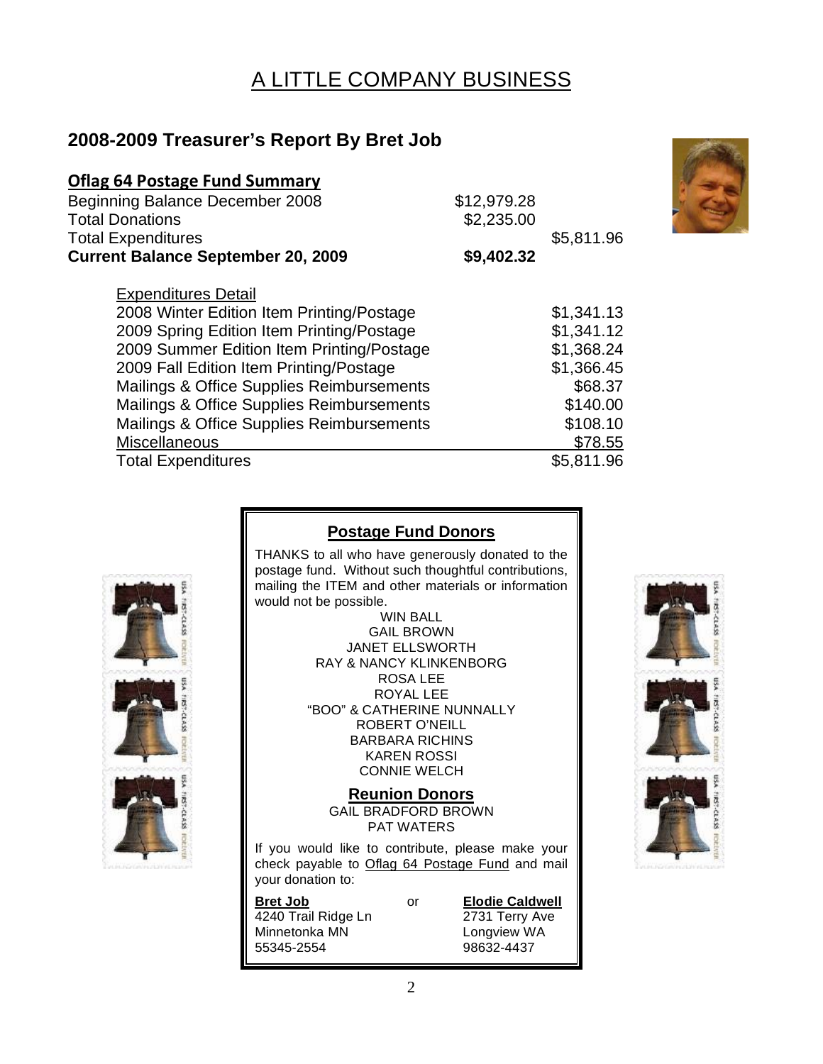# A LITTLE COMPANY BUSINESS

## 2008-2009 Treasurer's Report By Bret Job

### Oflag 64 Postage Fund Summary

| | | |
|---|---|---|
| Beginning Balance December 2008 | $12,979.28 | |
| Total Donations | $2,235.00 | |
| Total Expenditures | | $5,811.96 |
| **Current Balance September 20, 2009** | **$9,402.32** | |

| Expenditures Detail | |
|---|---|
| 2008 Winter Edition Item Printing/Postage | $1,341.13 |
| 2009 Spring Edition Item Printing/Postage | $1,341.12 |
| 2009 Summer Edition Item Printing/Postage | $1,368.24 |
| 2009 Fall Edition Item Printing/Postage | $1,366.45 |
| Mailings & Office Supplies Reimbursements | $68.37 |
| Mailings & Office Supplies Reimbursements | $140.00 |
| Mailings & Office Supplies Reimbursements | $108.10 |
| Miscellaneous | $78.55 |
| Total Expenditures | $5,811.96 |

### Postage Fund Donors

THANKS to all who have generously donated to the postage fund. Without such thoughtful contributions, mailing the ITEM and other materials or information would not be possible.

WIN BALL
GAIL BROWN
JANET ELLSWORTH
RAY & NANCY KLINKENBORG
ROSA LEE
ROYAL LEE
"BOO" & CATHERINE NUNNALLY
ROBERT O'NEILL
BARBARA RICHINS
KAREN ROSSI
CONNIE WELCH

### Reunion Donors

GAIL BRADFORD BROWN
PAT WATERS

If you would like to contribute, please make your check payable to Oflag 64 Postage Fund and mail your donation to:

**Bret Job**
4240 Trail Ridge Ln
Minnetonka MN
55345-2554

or

**Elodie Caldwell**
2731 Terry Ave
Longview WA
98632-4437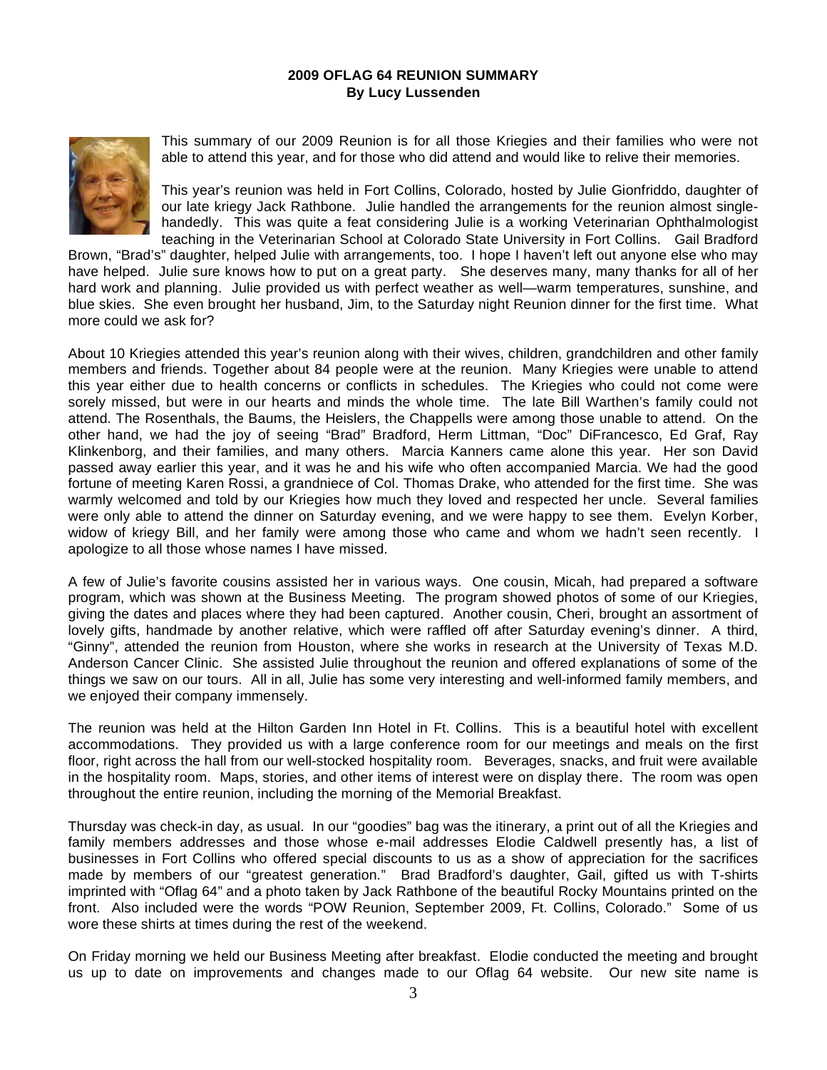**2009 OFLAG 64 REUNION SUMMARY**
**By Lucy Lussenden**

This summary of our 2009 Reunion is for all those Kriegies and their families who were not able to attend this year, and for those who did attend and would like to relive their memories.

This year's reunion was held in Fort Collins, Colorado, hosted by Julie Gionfriddo, daughter of our late kriegy Jack Rathbone. Julie handled the arrangements for the reunion almost single-handedly. This was quite a feat considering Julie is a working Veterinarian Ophthalmologist teaching in the Veterinarian School at Colorado State University in Fort Collins. Gail Bradford Brown, "Brad's" daughter, helped Julie with arrangements, too. I hope I haven't left out anyone else who may have helped. Julie sure knows how to put on a great party. She deserves many, many thanks for all of her hard work and planning. Julie provided us with perfect weather as well—warm temperatures, sunshine, and blue skies. She even brought her husband, Jim, to the Saturday night Reunion dinner for the first time. What more could we ask for?

About 10 Kriegies attended this year's reunion along with their wives, children, grandchildren and other family members and friends. Together about 84 people were at the reunion. Many Kriegies were unable to attend this year either due to health concerns or conflicts in schedules. The Kriegies who could not come were sorely missed, but were in our hearts and minds the whole time. The late Bill Warthen's family could not attend. The Rosenthals, the Baums, the Heislers, the Chappells were among those unable to attend. On the other hand, we had the joy of seeing "Brad" Bradford, Herm Littman, "Doc" DiFrancesco, Ed Graf, Ray Klinkenborg, and their families, and many others. Marcia Kanners came alone this year. Her son David passed away earlier this year, and it was he and his wife who often accompanied Marcia. We had the good fortune of meeting Karen Rossi, a grandniece of Col. Thomas Drake, who attended for the first time. She was warmly welcomed and told by our Kriegies how much they loved and respected her uncle. Several families were only able to attend the dinner on Saturday evening, and we were happy to see them. Evelyn Korber, widow of kriegy Bill, and her family were among those who came and whom we hadn't seen recently. I apologize to all those whose names I have missed.

A few of Julie's favorite cousins assisted her in various ways. One cousin, Micah, had prepared a software program, which was shown at the Business Meeting. The program showed photos of some of our Kriegies, giving the dates and places where they had been captured. Another cousin, Cheri, brought an assortment of lovely gifts, handmade by another relative, which were raffled off after Saturday evening's dinner. A third, "Ginny", attended the reunion from Houston, where she works in research at the University of Texas M.D. Anderson Cancer Clinic. She assisted Julie throughout the reunion and offered explanations of some of the things we saw on our tours. All in all, Julie has some very interesting and well-informed family members, and we enjoyed their company immensely.

The reunion was held at the Hilton Garden Inn Hotel in Ft. Collins. This is a beautiful hotel with excellent accommodations. They provided us with a large conference room for our meetings and meals on the first floor, right across the hall from our well-stocked hospitality room. Beverages, snacks, and fruit were available in the hospitality room. Maps, stories, and other items of interest were on display there. The room was open throughout the entire reunion, including the morning of the Memorial Breakfast.

Thursday was check-in day, as usual. In our "goodies" bag was the itinerary, a print out of all the Kriegies and family members addresses and those whose e-mail addresses Elodie Caldwell presently has, a list of businesses in Fort Collins who offered special discounts to us as a show of appreciation for the sacrifices made by members of our "greatest generation." Brad Bradford's daughter, Gail, gifted us with T-shirts imprinted with "Oflag 64" and a photo taken by Jack Rathbone of the beautiful Rocky Mountains printed on the front. Also included were the words "POW Reunion, September 2009, Ft. Collins, Colorado." Some of us wore these shirts at times during the rest of the weekend.

On Friday morning we held our Business Meeting after breakfast. Elodie conducted the meeting and brought us up to date on improvements and changes made to our Oflag 64 website. Our new site name is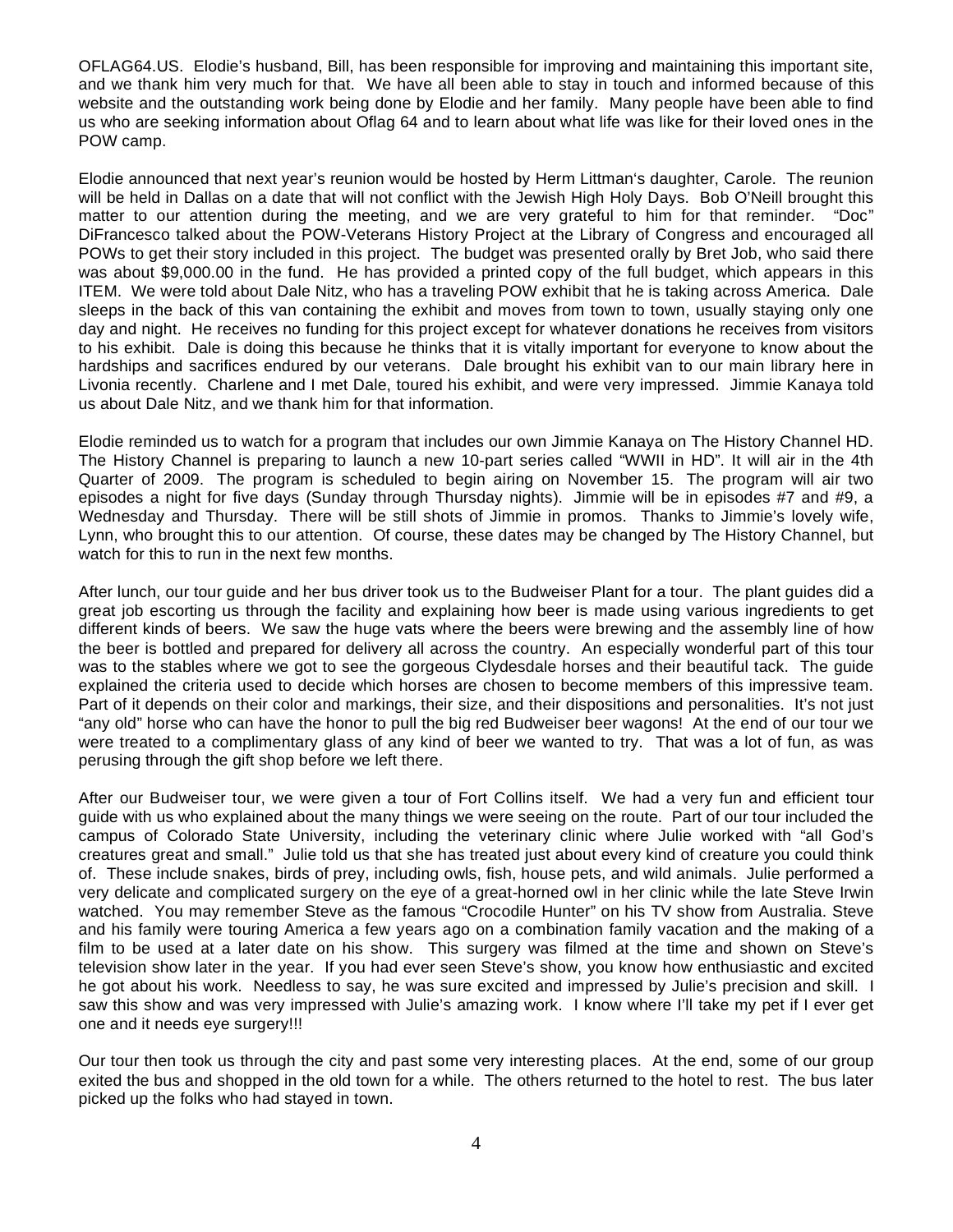OFLAG64.US. Elodie's husband, Bill, has been responsible for improving and maintaining this important site, and we thank him very much for that. We have all been able to stay in touch and informed because of this website and the outstanding work being done by Elodie and her family. Many people have been able to find us who are seeking information about Oflag 64 and to learn about what life was like for their loved ones in the POW camp.

Elodie announced that next year's reunion would be hosted by Herm Littman's daughter, Carole. The reunion will be held in Dallas on a date that will not conflict with the Jewish High Holy Days. Bob O'Neill brought this matter to our attention during the meeting, and we are very grateful to him for that reminder. "Doc" DiFrancesco talked about the POW-Veterans History Project at the Library of Congress and encouraged all POWs to get their story included in this project. The budget was presented orally by Bret Job, who said there was about $9,000.00 in the fund. He has provided a printed copy of the full budget, which appears in this ITEM. We were told about Dale Nitz, who has a traveling POW exhibit that he is taking across America. Dale sleeps in the back of this van containing the exhibit and moves from town to town, usually staying only one day and night. He receives no funding for this project except for whatever donations he receives from visitors to his exhibit. Dale is doing this because he thinks that it is vitally important for everyone to know about the hardships and sacrifices endured by our veterans. Dale brought his exhibit van to our main library here in Livonia recently. Charlene and I met Dale, toured his exhibit, and were very impressed. Jimmie Kanaya told us about Dale Nitz, and we thank him for that information.

Elodie reminded us to watch for a program that includes our own Jimmie Kanaya on The History Channel HD. The History Channel is preparing to launch a new 10-part series called "WWII in HD". It will air in the 4th Quarter of 2009. The program is scheduled to begin airing on November 15. The program will air two episodes a night for five days (Sunday through Thursday nights). Jimmie will be in episodes #7 and #9, a Wednesday and Thursday. There will be still shots of Jimmie in promos. Thanks to Jimmie's lovely wife, Lynn, who brought this to our attention. Of course, these dates may be changed by The History Channel, but watch for this to run in the next few months.

After lunch, our tour guide and her bus driver took us to the Budweiser Plant for a tour. The plant guides did a great job escorting us through the facility and explaining how beer is made using various ingredients to get different kinds of beers. We saw the huge vats where the beers were brewing and the assembly line of how the beer is bottled and prepared for delivery all across the country. An especially wonderful part of this tour was to the stables where we got to see the gorgeous Clydesdale horses and their beautiful tack. The guide explained the criteria used to decide which horses are chosen to become members of this impressive team. Part of it depends on their color and markings, their size, and their dispositions and personalities. It's not just "any old" horse who can have the honor to pull the big red Budweiser beer wagons! At the end of our tour we were treated to a complimentary glass of any kind of beer we wanted to try. That was a lot of fun, as was perusing through the gift shop before we left there.

After our Budweiser tour, we were given a tour of Fort Collins itself. We had a very fun and efficient tour guide with us who explained about the many things we were seeing on the route. Part of our tour included the campus of Colorado State University, including the veterinary clinic where Julie worked with "all God's creatures great and small." Julie told us that she has treated just about every kind of creature you could think of. These include snakes, birds of prey, including owls, fish, house pets, and wild animals. Julie performed a very delicate and complicated surgery on the eye of a great-horned owl in her clinic while the late Steve Irwin watched. You may remember Steve as the famous "Crocodile Hunter" on his TV show from Australia. Steve and his family were touring America a few years ago on a combination family vacation and the making of a film to be used at a later date on his show. This surgery was filmed at the time and shown on Steve's television show later in the year. If you had ever seen Steve's show, you know how enthusiastic and excited he got about his work. Needless to say, he was sure excited and impressed by Julie's precision and skill. I saw this show and was very impressed with Julie's amazing work. I know where I'll take my pet if I ever get one and it needs eye surgery!!!

Our tour then took us through the city and past some very interesting places. At the end, some of our group exited the bus and shopped in the old town for a while. The others returned to the hotel to rest. The bus later picked up the folks who had stayed in town.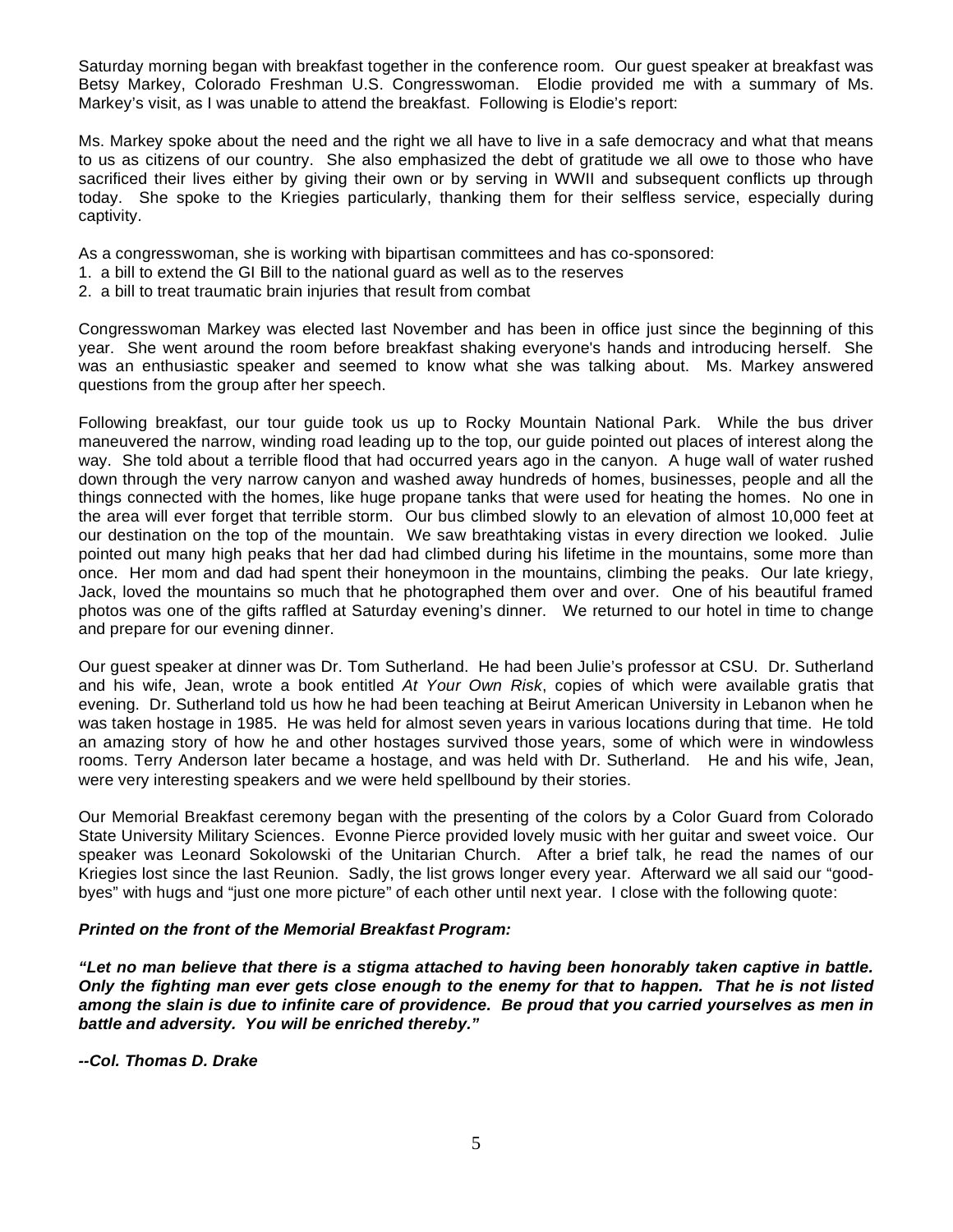Saturday morning began with breakfast together in the conference room. Our guest speaker at breakfast was Betsy Markey, Colorado Freshman U.S. Congresswoman. Elodie provided me with a summary of Ms. Markey's visit, as I was unable to attend the breakfast. Following is Elodie's report:

Ms. Markey spoke about the need and the right we all have to live in a safe democracy and what that means to us as citizens of our country. She also emphasized the debt of gratitude we all owe to those who have sacrificed their lives either by giving their own or by serving in WWII and subsequent conflicts up through today. She spoke to the Kriegies particularly, thanking them for their selfless service, especially during captivity.

As a congresswoman, she is working with bipartisan committees and has co-sponsored:

1. a bill to extend the GI Bill to the national guard as well as to the reserves
2. a bill to treat traumatic brain injuries that result from combat

Congresswoman Markey was elected last November and has been in office just since the beginning of this year. She went around the room before breakfast shaking everyone's hands and introducing herself. She was an enthusiastic speaker and seemed to know what she was talking about. Ms. Markey answered questions from the group after her speech.

Following breakfast, our tour guide took us up to Rocky Mountain National Park. While the bus driver maneuvered the narrow, winding road leading up to the top, our guide pointed out places of interest along the way. She told about a terrible flood that had occurred years ago in the canyon. A huge wall of water rushed down through the very narrow canyon and washed away hundreds of homes, businesses, people and all the things connected with the homes, like huge propane tanks that were used for heating the homes. No one in the area will ever forget that terrible storm. Our bus climbed slowly to an elevation of almost 10,000 feet at our destination on the top of the mountain. We saw breathtaking vistas in every direction we looked. Julie pointed out many high peaks that her dad had climbed during his lifetime in the mountains, some more than once. Her mom and dad had spent their honeymoon in the mountains, climbing the peaks. Our late kriegy, Jack, loved the mountains so much that he photographed them over and over. One of his beautiful framed photos was one of the gifts raffled at Saturday evening's dinner. We returned to our hotel in time to change and prepare for our evening dinner.

Our guest speaker at dinner was Dr. Tom Sutherland. He had been Julie's professor at CSU. Dr. Sutherland and his wife, Jean, wrote a book entitled *At Your Own Risk*, copies of which were available gratis that evening. Dr. Sutherland told us how he had been teaching at Beirut American University in Lebanon when he was taken hostage in 1985. He was held for almost seven years in various locations during that time. He told an amazing story of how he and other hostages survived those years, some of which were in windowless rooms. Terry Anderson later became a hostage, and was held with Dr. Sutherland. He and his wife, Jean, were very interesting speakers and we were held spellbound by their stories.

Our Memorial Breakfast ceremony began with the presenting of the colors by a Color Guard from Colorado State University Military Sciences. Evonne Pierce provided lovely music with her guitar and sweet voice. Our speaker was Leonard Sokolowski of the Unitarian Church. After a brief talk, he read the names of our Kriegies lost since the last Reunion. Sadly, the list grows longer every year. Afterward we all said our "good-byes" with hugs and "just one more picture" of each other until next year. I close with the following quote:

***Printed on the front of the Memorial Breakfast Program:***

***"Let no man believe that there is a stigma attached to having been honorably taken captive in battle. Only the fighting man ever gets close enough to the enemy for that to happen. That he is not listed among the slain is due to infinite care of providence. Be proud that you carried yourselves as men in battle and adversity. You will be enriched thereby."***

***--Col. Thomas D. Drake***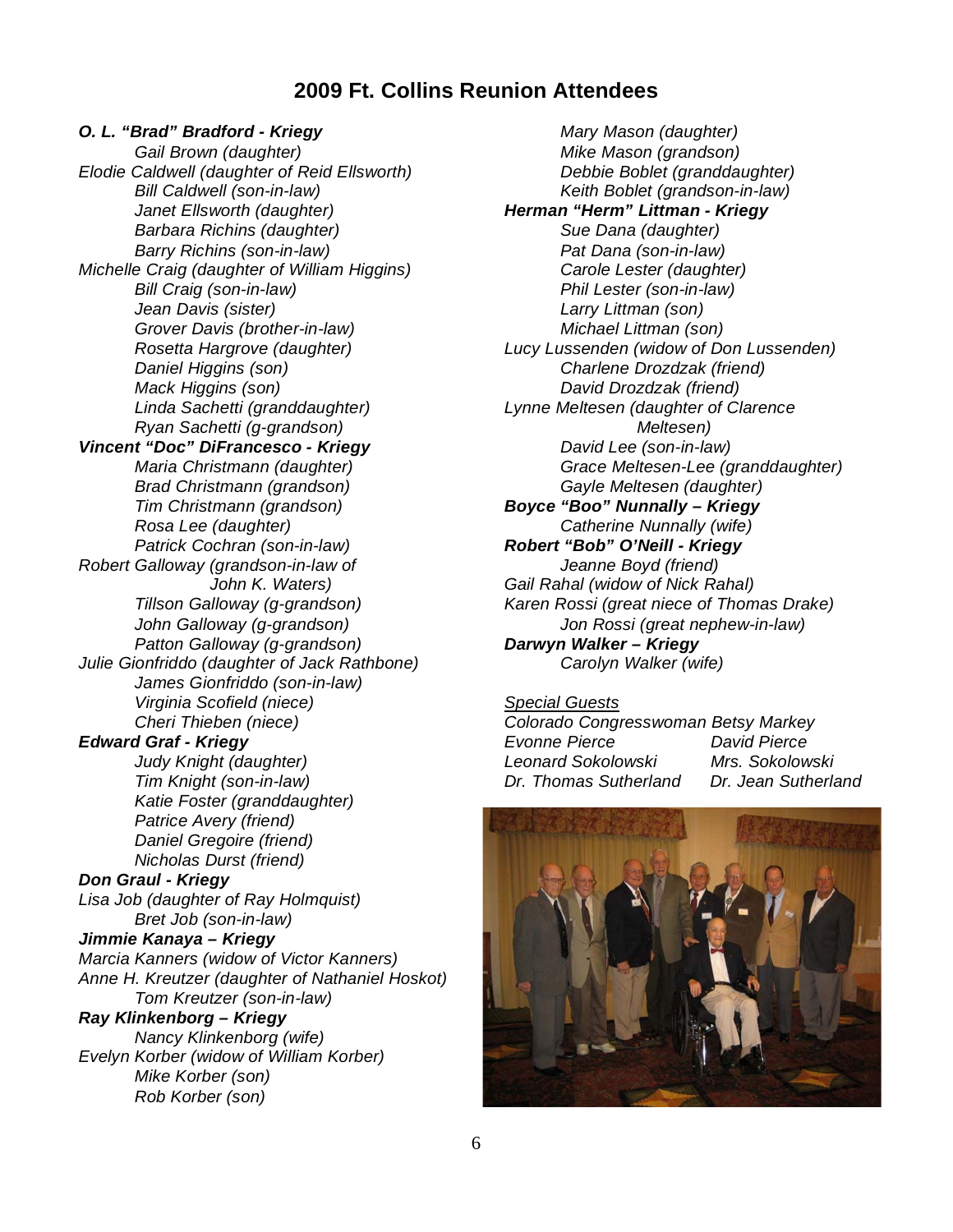## 2009 Ft. Collins Reunion Attendees

***O. L. "Brad" Bradford - Kriegy***
- *Gail Brown (daughter)*

*Elodie Caldwell (daughter of Reid Ellsworth)*
- *Bill Caldwell (son-in-law)*
- *Janet Ellsworth (daughter)*
- *Barbara Richins (daughter)*
- *Barry Richins (son-in-law)*

*Michelle Craig (daughter of William Higgins)*
- *Bill Craig (son-in-law)*
- *Jean Davis (sister)*
- *Grover Davis (brother-in-law)*
- *Rosetta Hargrove (daughter)*
- *Daniel Higgins (son)*
- *Mack Higgins (son)*
- *Linda Sachetti (granddaughter)*
- *Ryan Sachetti (g-grandson)*

***Vincent "Doc" DiFrancesco - Kriegy***
- *Maria Christmann (daughter)*
- *Brad Christmann (grandson)*
- *Tim Christmann (grandson)*
- *Rosa Lee (daughter)*
- *Patrick Cochran (son-in-law)*

*Robert Galloway (grandson-in-law of John K. Waters)*
- *Tillson Galloway (g-grandson)*
- *John Galloway (g-grandson)*
- *Patton Galloway (g-grandson)*

*Julie Gionfriddo (daughter of Jack Rathbone)*
- *James Gionfriddo (son-in-law)*
- *Virginia Scofield (niece)*
- *Cheri Thieben (niece)*

***Edward Graf - Kriegy***
- *Judy Knight (daughter)*
- *Tim Knight (son-in-law)*
- *Katie Foster (granddaughter)*
- *Patrice Avery (friend)*
- *Daniel Gregoire (friend)*
- *Nicholas Durst (friend)*

***Don Graul - Kriegy***

*Lisa Job (daughter of Ray Holmquist)*
- *Bret Job (son-in-law)*

***Jimmie Kanaya – Kriegy***

*Marcia Kanners (widow of Victor Kanners)*

*Anne H. Kreutzer (daughter of Nathaniel Hoskot)*
- *Tom Kreutzer (son-in-law)*

***Ray Klinkenborg – Kriegy***
- *Nancy Klinkenborg (wife)*

*Evelyn Korber (widow of William Korber)*
- *Mike Korber (son)*
- *Rob Korber (son)*
- *Mary Mason (daughter)*
- *Mike Mason (grandson)*
- *Debbie Boblet (granddaughter)*
- *Keith Boblet (grandson-in-law)*

***Herman "Herm" Littman - Kriegy***
- *Sue Dana (daughter)*
- *Pat Dana (son-in-law)*
- *Carole Lester (daughter)*
- *Phil Lester (son-in-law)*
- *Larry Littman (son)*
- *Michael Littman (son)*

*Lucy Lussenden (widow of Don Lussenden)*
- *Charlene Drozdzak (friend)*
- *David Drozdzak (friend)*

*Lynne Meltesen (daughter of Clarence Meltesen)*
- *David Lee (son-in-law)*
- *Grace Meltesen-Lee (granddaughter)*
- *Gayle Meltesen (daughter)*

***Boyce "Boo" Nunnally – Kriegy***
- *Catherine Nunnally (wife)*

***Robert "Bob" O'Neill - Kriegy***
- *Jeanne Boyd (friend)*

*Gail Rahal (widow of Nick Rahal)*

*Karen Rossi (great niece of Thomas Drake)*
- *Jon Rossi (great nephew-in-law)*

***Darwyn Walker – Kriegy***
- *Carolyn Walker (wife)*

*Special Guests*

*Colorado Congresswoman Betsy Markey*

*Evonne Pierce* — *David Pierce*

*Leonard Sokolowski* — *Mrs. Sokolowski*

*Dr. Thomas Sutherland* — *Dr. Jean Sutherland*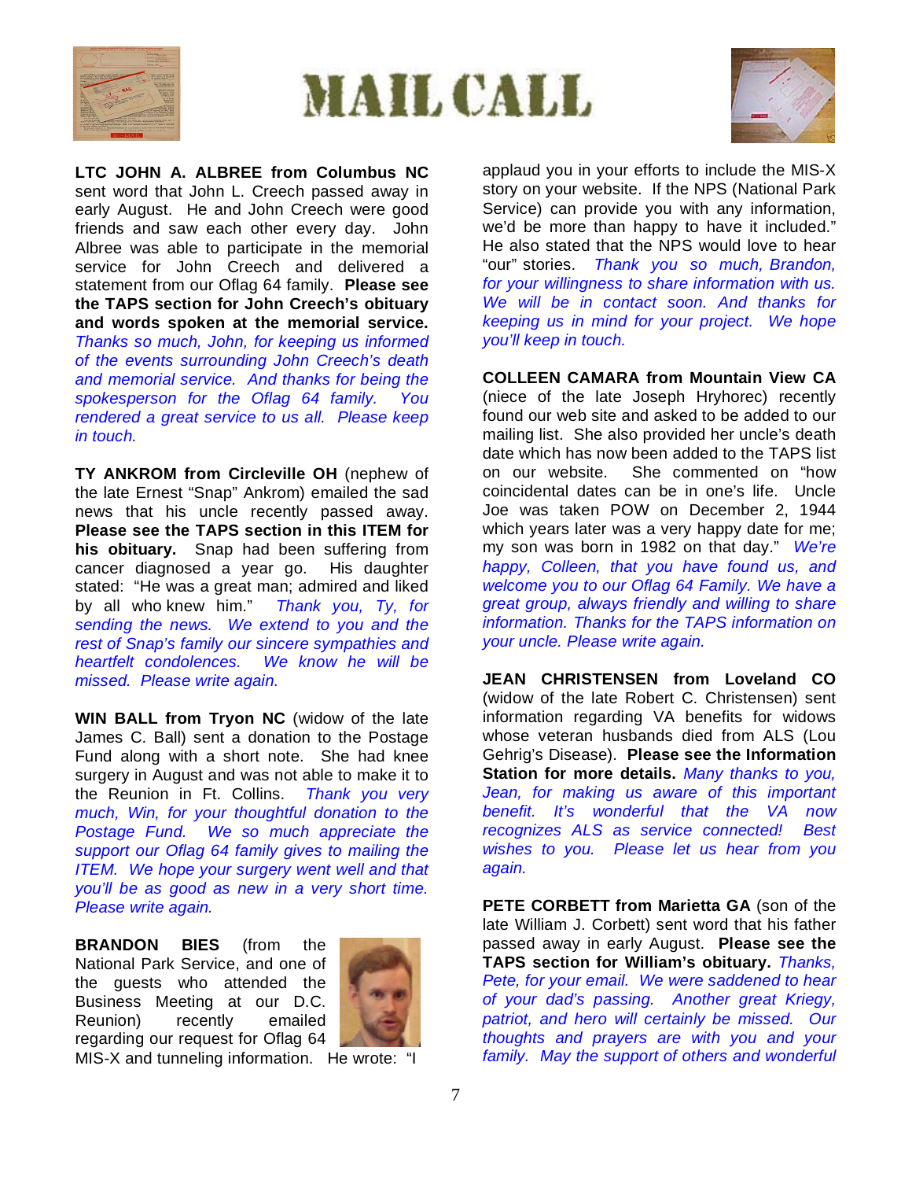# MAIL CALL

**LTC JOHN A. ALBREE from Columbus NC** sent word that John L. Creech passed away in early August. He and John Creech were good friends and saw each other every day. John Albree was able to participate in the memorial service for John Creech and delivered a statement from our Oflag 64 family. **Please see the TAPS section for John Creech's obituary and words spoken at the memorial service.** *Thanks so much, John, for keeping us informed of the events surrounding John Creech's death and memorial service. And thanks for being the spokesperson for the Oflag 64 family. You rendered a great service to us all. Please keep in touch.*

**TY ANKROM from Circleville OH** (nephew of the late Ernest "Snap" Ankrom) emailed the sad news that his uncle recently passed away. **Please see the TAPS section in this ITEM for his obituary.** Snap had been suffering from cancer diagnosed a year go. His daughter stated: "He was a great man; admired and liked by all who knew him." *Thank you, Ty, for sending the news. We extend to you and the rest of Snap's family our sincere sympathies and heartfelt condolences. We know he will be missed. Please write again.*

**WIN BALL from Tryon NC** (widow of the late James C. Ball) sent a donation to the Postage Fund along with a short note. She had knee surgery in August and was not able to make it to the Reunion in Ft. Collins. *Thank you very much, Win, for your thoughtful donation to the Postage Fund. We so much appreciate the support our Oflag 64 family gives to mailing the ITEM. We hope your surgery went well and that you'll be as good as new in a very short time. Please write again.*

**BRANDON BIES** (from the National Park Service, and one of the guests who attended the Business Meeting at our D.C. Reunion) recently emailed regarding our request for Oflag 64 MIS-X and tunneling information. He wrote: "I applaud you in your efforts to include the MIS-X story on your website. If the NPS (National Park Service) can provide you with any information, we'd be more than happy to have it included." He also stated that the NPS would love to hear "our" stories. *Thank you so much, Brandon, for your willingness to share information with us. We will be in contact soon. And thanks for keeping us in mind for your project. We hope you'll keep in touch.*

**COLLEEN CAMARA from Mountain View CA** (niece of the late Joseph Hryhorec) recently found our web site and asked to be added to our mailing list. She also provided her uncle's death date which has now been added to the TAPS list on our website. She commented on "how coincidental dates can be in one's life. Uncle Joe was taken POW on December 2, 1944 which years later was a very happy date for me; my son was born in 1982 on that day." *We're happy, Colleen, that you have found us, and welcome you to our Oflag 64 Family. We have a great group, always friendly and willing to share information. Thanks for the TAPS information on your uncle. Please write again.*

**JEAN CHRISTENSEN from Loveland CO** (widow of the late Robert C. Christensen) sent information regarding VA benefits for widows whose veteran husbands died from ALS (Lou Gehrig's Disease). **Please see the Information Station for more details.** *Many thanks to you, Jean, for making us aware of this important benefit. It's wonderful that the VA now recognizes ALS as service connected! Best wishes to you. Please let us hear from you again.*

**PETE CORBETT from Marietta GA** (son of the late William J. Corbett) sent word that his father passed away in early August. **Please see the TAPS section for William's obituary.** *Thanks, Pete, for your email. We were saddened to hear of your dad's passing. Another great Kriegy, patriot, and hero will certainly be missed. Our thoughts and prayers are with you and your family. May the support of others and wonderful*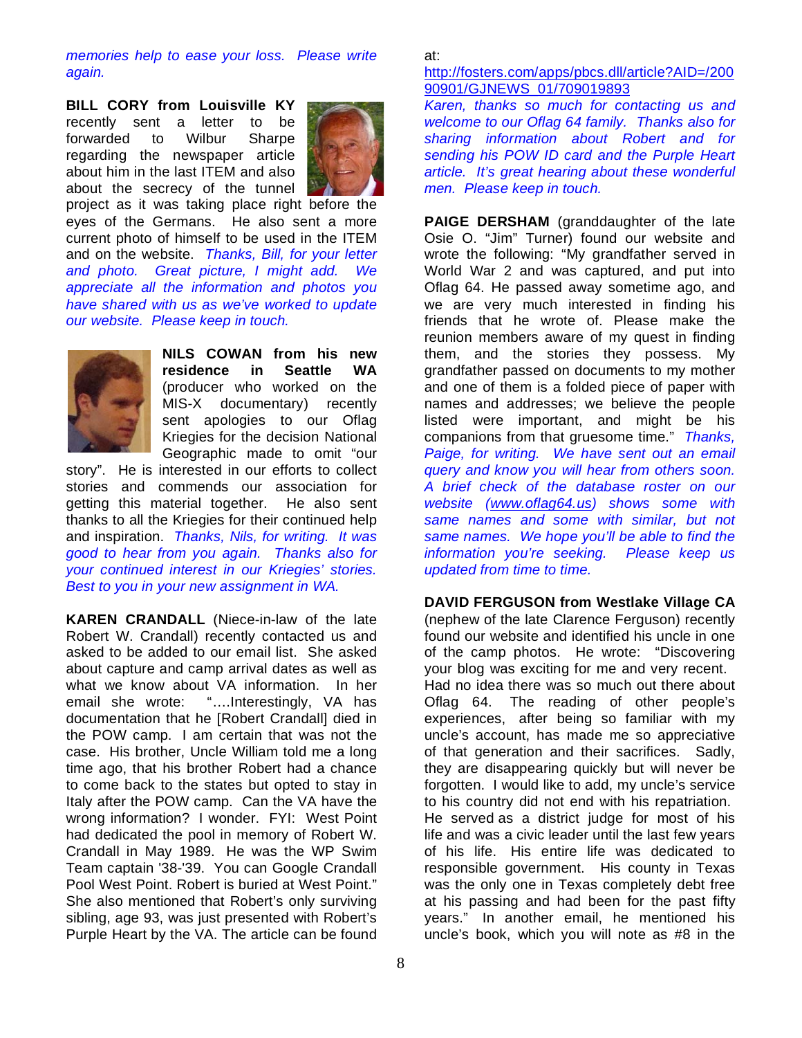*memories help to ease your loss. Please write again.*

**BILL CORY from Louisville KY** recently sent a letter to be forwarded to Wilbur Sharpe regarding the newspaper article about him in the last ITEM and also about the secrecy of the tunnel project as it was taking place right before the eyes of the Germans. He also sent a more current photo of himself to be used in the ITEM and on the website. *Thanks, Bill, for your letter and photo. Great picture, I might add. We appreciate all the information and photos you have shared with us as we've worked to update our website. Please keep in touch.*

**NILS COWAN from his new residence in Seattle WA** (producer who worked on the MIS-X documentary) recently sent apologies to our Oflag Kriegies for the decision National Geographic made to omit "our story". He is interested in our efforts to collect stories and commends our association for getting this material together. He also sent thanks to all the Kriegies for their continued help and inspiration. *Thanks, Nils, for writing. It was good to hear from you again. Thanks also for your continued interest in our Kriegies' stories. Best to you in your new assignment in WA.*

**KAREN CRANDALL** (Niece-in-law of the late Robert W. Crandall) recently contacted us and asked to be added to our email list. She asked about capture and camp arrival dates as well as what we know about VA information. In her email she wrote: "….Interestingly, VA has documentation that he [Robert Crandall] died in the POW camp. I am certain that was not the case. His brother, Uncle William told me a long time ago, that his brother Robert had a chance to come back to the states but opted to stay in Italy after the POW camp. Can the VA have the wrong information? I wonder. FYI: West Point had dedicated the pool in memory of Robert W. Crandall in May 1989. He was the WP Swim Team captain '38-'39. You can Google Crandall Pool West Point. Robert is buried at West Point." She also mentioned that Robert's only surviving sibling, age 93, was just presented with Robert's Purple Heart by the VA. The article can be found at:
http://fosters.com/apps/pbcs.dll/article?AID=/20090901/GJNEWS_01/709019893
*Karen, thanks so much for contacting us and welcome to our Oflag 64 family. Thanks also for sharing information about Robert and for sending his POW ID card and the Purple Heart article. It's great hearing about these wonderful men. Please keep in touch.*

**PAIGE DERSHAM** (granddaughter of the late Osie O. "Jim" Turner) found our website and wrote the following: "My grandfather served in World War 2 and was captured, and put into Oflag 64. He passed away sometime ago, and we are very much interested in finding his friends that he wrote of. Please make the reunion members aware of my quest in finding them, and the stories they possess. My grandfather passed on documents to my mother and one of them is a folded piece of paper with names and addresses; we believe the people listed were important, and might be his companions from that gruesome time." *Thanks, Paige, for writing. We have sent out an email query and know you will hear from others soon. A brief check of the database roster on our website (www.oflag64.us) shows some with same names and some with similar, but not same names. We hope you'll be able to find the information you're seeking. Please keep us updated from time to time.*

**DAVID FERGUSON from Westlake Village CA** (nephew of the late Clarence Ferguson) recently found our website and identified his uncle in one of the camp photos. He wrote: "Discovering your blog was exciting for me and very recent. Had no idea there was so much out there about Oflag 64. The reading of other people's experiences, after being so familiar with my uncle's account, has made me so appreciative of that generation and their sacrifices. Sadly, they are disappearing quickly but will never be forgotten. I would like to add, my uncle's service to his country did not end with his repatriation. He served as a district judge for most of his life and was a civic leader until the last few years of his life. His entire life was dedicated to responsible government. His county in Texas was the only one in Texas completely debt free at his passing and had been for the past fifty years." In another email, he mentioned his uncle's book, which you will note as #8 in the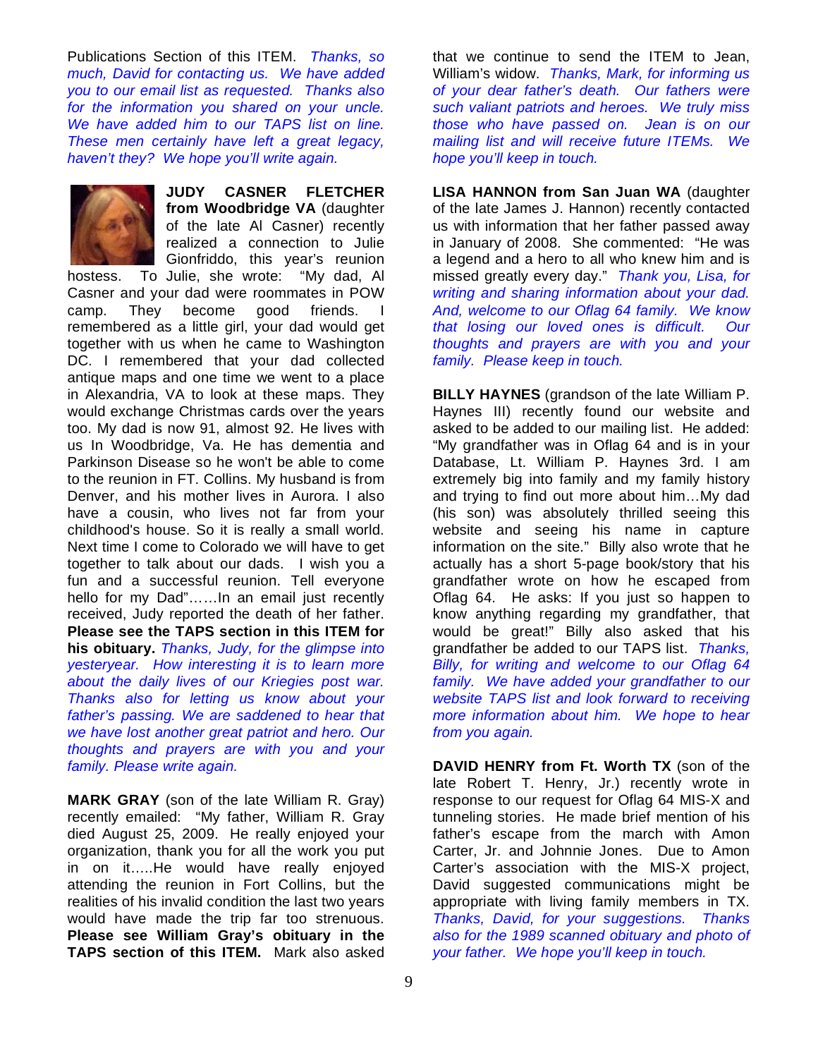Publications Section of this ITEM. *Thanks, so much, David for contacting us. We have added you to our email list as requested. Thanks also for the information you shared on your uncle. We have added him to our TAPS list on line. These men certainly have left a great legacy, haven't they? We hope you'll write again.*

**JUDY CASNER FLETCHER from Woodbridge VA** (daughter of the late Al Casner) recently realized a connection to Julie Gionfriddo, this year's reunion hostess. To Julie, she wrote: "My dad, Al Casner and your dad were roommates in POW camp. They become good friends. I remembered as a little girl, your dad would get together with us when he came to Washington DC. I remembered that your dad collected antique maps and one time we went to a place in Alexandria, VA to look at these maps. They would exchange Christmas cards over the years too. My dad is now 91, almost 92. He lives with us In Woodbridge, Va. He has dementia and Parkinson Disease so he won't be able to come to the reunion in FT. Collins. My husband is from Denver, and his mother lives in Aurora. I also have a cousin, who lives not far from your childhood's house. So it is really a small world. Next time I come to Colorado we will have to get together to talk about our dads. I wish you a fun and a successful reunion. Tell everyone hello for my Dad"……In an email just recently received, Judy reported the death of her father. **Please see the TAPS section in this ITEM for his obituary.** *Thanks, Judy, for the glimpse into yesteryear. How interesting it is to learn more about the daily lives of our Kriegies post war. Thanks also for letting us know about your father's passing. We are saddened to hear that we have lost another great patriot and hero. Our thoughts and prayers are with you and your family. Please write again.*

**MARK GRAY** (son of the late William R. Gray) recently emailed: "My father, William R. Gray died August 25, 2009. He really enjoyed your organization, thank you for all the work you put in on it…..He would have really enjoyed attending the reunion in Fort Collins, but the realities of his invalid condition the last two years would have made the trip far too strenuous. **Please see William Gray's obituary in the TAPS section of this ITEM.** Mark also asked that we continue to send the ITEM to Jean, William's widow. *Thanks, Mark, for informing us of your dear father's death. Our fathers were such valiant patriots and heroes. We truly miss those who have passed on. Jean is on our mailing list and will receive future ITEMs. We hope you'll keep in touch.*

**LISA HANNON from San Juan WA** (daughter of the late James J. Hannon) recently contacted us with information that her father passed away in January of 2008. She commented: "He was a legend and a hero to all who knew him and is missed greatly every day." *Thank you, Lisa, for writing and sharing information about your dad. And, welcome to our Oflag 64 family. We know that losing our loved ones is difficult. Our thoughts and prayers are with you and your family. Please keep in touch.*

**BILLY HAYNES** (grandson of the late William P. Haynes III) recently found our website and asked to be added to our mailing list. He added: "My grandfather was in Oflag 64 and is in your Database, Lt. William P. Haynes 3rd. I am extremely big into family and my family history and trying to find out more about him…My dad (his son) was absolutely thrilled seeing this website and seeing his name in capture information on the site." Billy also wrote that he actually has a short 5-page book/story that his grandfather wrote on how he escaped from Oflag 64. He asks: If you just so happen to know anything regarding my grandfather, that would be great!" Billy also asked that his grandfather be added to our TAPS list. *Thanks, Billy, for writing and welcome to our Oflag 64 family. We have added your grandfather to our website TAPS list and look forward to receiving more information about him. We hope to hear from you again.*

**DAVID HENRY from Ft. Worth TX** (son of the late Robert T. Henry, Jr.) recently wrote in response to our request for Oflag 64 MIS-X and tunneling stories. He made brief mention of his father's escape from the march with Amon Carter, Jr. and Johnnie Jones. Due to Amon Carter's association with the MIS-X project, David suggested communications might be appropriate with living family members in TX. *Thanks, David, for your suggestions. Thanks also for the 1989 scanned obituary and photo of your father. We hope you'll keep in touch.*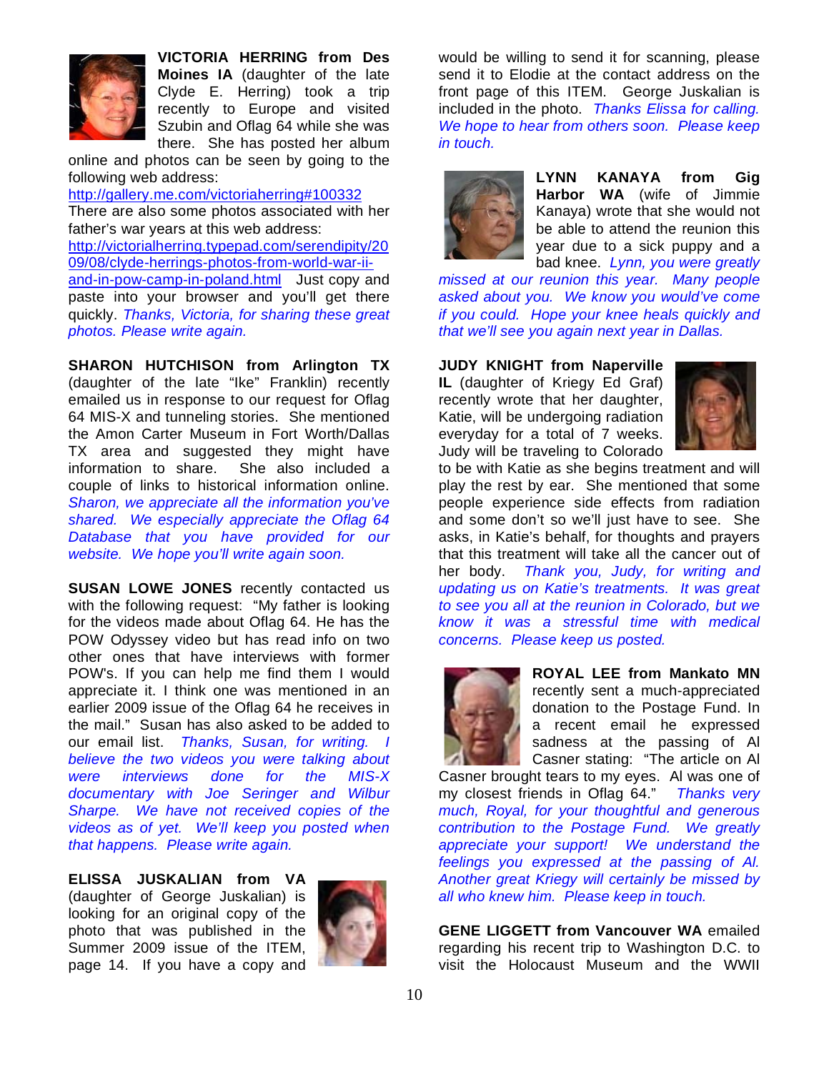**VICTORIA HERRING from Des Moines IA** (daughter of the late Clyde E. Herring) took a trip recently to Europe and visited Szubin and Oflag 64 while she was there. She has posted her album online and photos can be seen by going to the following web address:
http://gallery.me.com/victoriaherring#100332
There are also some photos associated with her father's war years at this web address:
http://victorialherring.typepad.com/serendipity/2009/08/clyde-herrings-photos-from-world-war-ii-and-in-pow-camp-in-poland.html Just copy and paste into your browser and you'll get there quickly. *Thanks, Victoria, for sharing these great photos. Please write again.*

**SHARON HUTCHISON from Arlington TX** (daughter of the late "Ike" Franklin) recently emailed us in response to our request for Oflag 64 MIS-X and tunneling stories. She mentioned the Amon Carter Museum in Fort Worth/Dallas TX area and suggested they might have information to share. She also included a couple of links to historical information online. *Sharon, we appreciate all the information you've shared. We especially appreciate the Oflag 64 Database that you have provided for our website. We hope you'll write again soon.*

**SUSAN LOWE JONES** recently contacted us with the following request: "My father is looking for the videos made about Oflag 64. He has the POW Odyssey video but has read info on two other ones that have interviews with former POW's. If you can help me find them I would appreciate it. I think one was mentioned in an earlier 2009 issue of the Oflag 64 he receives in the mail." Susan has also asked to be added to our email list. *Thanks, Susan, for writing. I believe the two videos you were talking about were interviews done for the MIS-X documentary with Joe Seringer and Wilbur Sharpe. We have not received copies of the videos as of yet. We'll keep you posted when that happens. Please write again.*

**ELISSA JUSKALIAN from VA** (daughter of George Juskalian) is looking for an original copy of the photo that was published in the Summer 2009 issue of the ITEM, page 14. If you have a copy and would be willing to send it for scanning, please send it to Elodie at the contact address on the front page of this ITEM. George Juskalian is included in the photo. *Thanks Elissa for calling. We hope to hear from others soon. Please keep in touch.*

**LYNN KANAYA from Gig Harbor WA** (wife of Jimmie Kanaya) wrote that she would not be able to attend the reunion this year due to a sick puppy and a bad knee. *Lynn, you were greatly missed at our reunion this year. Many people asked about you. We know you would've come if you could. Hope your knee heals quickly and that we'll see you again next year in Dallas.*

**JUDY KNIGHT from Naperville IL** (daughter of Kriegy Ed Graf) recently wrote that her daughter, Katie, will be undergoing radiation everyday for a total of 7 weeks. Judy will be traveling to Colorado to be with Katie as she begins treatment and will play the rest by ear. She mentioned that some people experience side effects from radiation and some don't so we'll just have to see. She asks, in Katie's behalf, for thoughts and prayers that this treatment will take all the cancer out of her body. *Thank you, Judy, for writing and updating us on Katie's treatments. It was great to see you all at the reunion in Colorado, but we know it was a stressful time with medical concerns. Please keep us posted.*

**ROYAL LEE from Mankato MN** recently sent a much-appreciated donation to the Postage Fund. In a recent email he expressed sadness at the passing of Al Casner stating: "The article on Al Casner brought tears to my eyes. Al was one of my closest friends in Oflag 64." *Thanks very much, Royal, for your thoughtful and generous contribution to the Postage Fund. We greatly appreciate your support! We understand the feelings you expressed at the passing of Al. Another great Kriegy will certainly be missed by all who knew him. Please keep in touch.*

**GENE LIGGETT from Vancouver WA** emailed regarding his recent trip to Washington D.C. to visit the Holocaust Museum and the WWII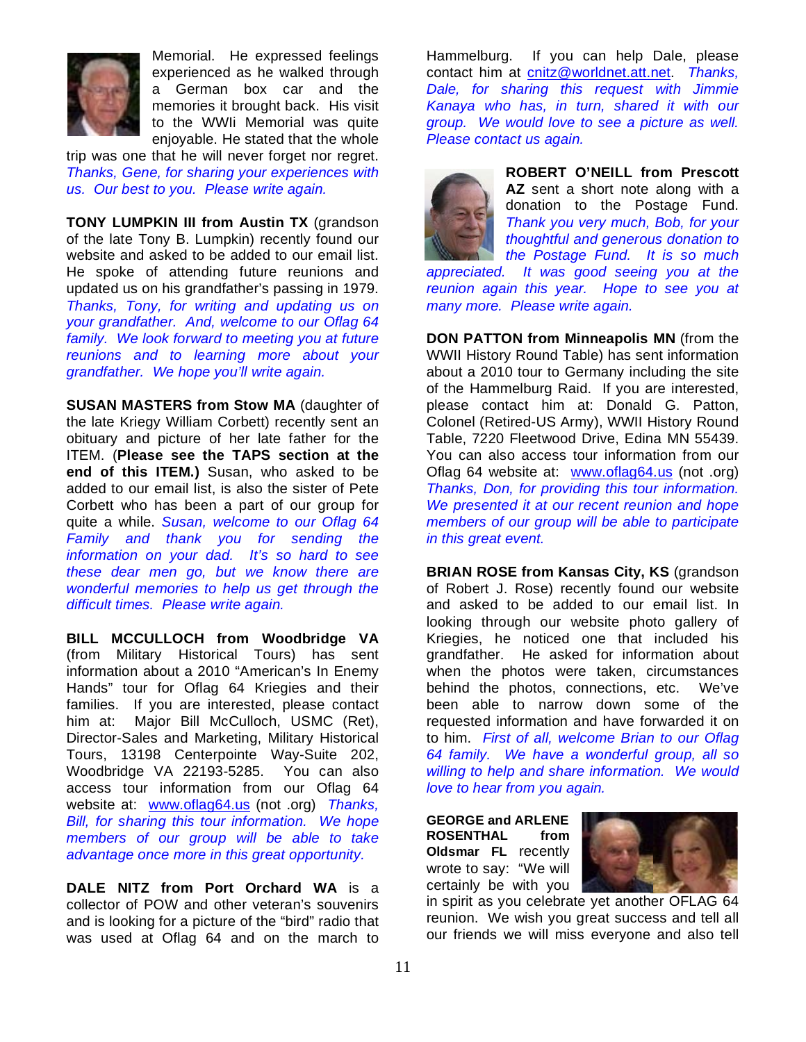Memorial. He expressed feelings experienced as he walked through a German box car and the memories it brought back. His visit to the WWIi Memorial was quite enjoyable. He stated that the whole trip was one that he will never forget nor regret. *Thanks, Gene, for sharing your experiences with us. Our best to you. Please write again.*

**TONY LUMPKIN III from Austin TX** (grandson of the late Tony B. Lumpkin) recently found our website and asked to be added to our email list. He spoke of attending future reunions and updated us on his grandfather's passing in 1979. *Thanks, Tony, for writing and updating us on your grandfather. And, welcome to our Oflag 64 family. We look forward to meeting you at future reunions and to learning more about your grandfather. We hope you'll write again.*

**SUSAN MASTERS from Stow MA** (daughter of the late Kriegy William Corbett) recently sent an obituary and picture of her late father for the ITEM. (**Please see the TAPS section at the end of this ITEM.**) Susan, who asked to be added to our email list, is also the sister of Pete Corbett who has been a part of our group for quite a while. *Susan, welcome to our Oflag 64 Family and thank you for sending the information on your dad. It's so hard to see these dear men go, but we know there are wonderful memories to help us get through the difficult times. Please write again.*

**BILL MCCULLOCH from Woodbridge VA** (from Military Historical Tours) has sent information about a 2010 "American's In Enemy Hands" tour for Oflag 64 Kriegies and their families. If you are interested, please contact him at: Major Bill McCulloch, USMC (Ret), Director-Sales and Marketing, Military Historical Tours, 13198 Centerpointe Way-Suite 202, Woodbridge VA 22193-5285. You can also access tour information from our Oflag 64 website at: www.oflag64.us (not .org) *Thanks, Bill, for sharing this tour information. We hope members of our group will be able to take advantage once more in this great opportunity.*

**DALE NITZ from Port Orchard WA** is a collector of POW and other veteran's souvenirs and is looking for a picture of the "bird" radio that was used at Oflag 64 and on the march to Hammelburg. If you can help Dale, please contact him at cnitz@worldnet.att.net. *Thanks, Dale, for sharing this request with Jimmie Kanaya who has, in turn, shared it with our group. We would love to see a picture as well. Please contact us again.*

**ROBERT O'NEILL from Prescott AZ** sent a short note along with a donation to the Postage Fund. *Thank you very much, Bob, for your thoughtful and generous donation to the Postage Fund. It is so much appreciated. It was good seeing you at the reunion again this year. Hope to see you at many more. Please write again.*

**DON PATTON from Minneapolis MN** (from the WWII History Round Table) has sent information about a 2010 tour to Germany including the site of the Hammelburg Raid. If you are interested, please contact him at: Donald G. Patton, Colonel (Retired-US Army), WWII History Round Table, 7220 Fleetwood Drive, Edina MN 55439. You can also access tour information from our Oflag 64 website at: www.oflag64.us (not .org) *Thanks, Don, for providing this tour information. We presented it at our recent reunion and hope members of our group will be able to participate in this great event.*

**BRIAN ROSE from Kansas City, KS** (grandson of Robert J. Rose) recently found our website and asked to be added to our email list. In looking through our website photo gallery of Kriegies, he noticed one that included his grandfather. He asked for information about when the photos were taken, circumstances behind the photos, connections, etc. We've been able to narrow down some of the requested information and have forwarded it on to him. *First of all, welcome Brian to our Oflag 64 family. We have a wonderful group, all so willing to help and share information. We would love to hear from you again.*

**GEORGE and ARLENE ROSENTHAL from Oldsmar FL** recently wrote to say: "We will certainly be with you in spirit as you celebrate yet another OFLAG 64 reunion. We wish you great success and tell all our friends we will miss everyone and also tell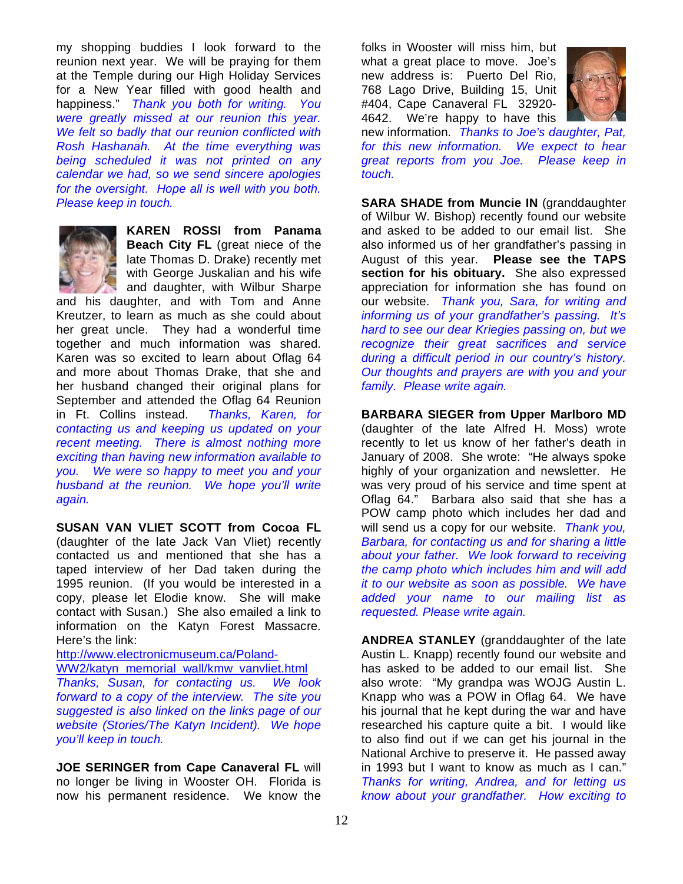my shopping buddies I look forward to the reunion next year. We will be praying for them at the Temple during our High Holiday Services for a New Year filled with good health and happiness." *Thank you both for writing. You were greatly missed at our reunion this year. We felt so badly that our reunion conflicted with Rosh Hashanah. At the time everything was being scheduled it was not printed on any calendar we had, so we send sincere apologies for the oversight. Hope all is well with you both. Please keep in touch.*

**KAREN ROSSI from Panama Beach City FL** (great niece of the late Thomas D. Drake) recently met with George Juskalian and his wife and daughter, with Wilbur Sharpe and his daughter, and with Tom and Anne Kreutzer, to learn as much as she could about her great uncle. They had a wonderful time together and much information was shared. Karen was so excited to learn about Oflag 64 and more about Thomas Drake, that she and her husband changed their original plans for September and attended the Oflag 64 Reunion in Ft. Collins instead. *Thanks, Karen, for contacting us and keeping us updated on your recent meeting. There is almost nothing more exciting than having new information available to you. We were so happy to meet you and your husband at the reunion. We hope you'll write again.*

**SUSAN VAN VLIET SCOTT from Cocoa FL** (daughter of the late Jack Van Vliet) recently contacted us and mentioned that she has a taped interview of her Dad taken during the 1995 reunion. (If you would be interested in a copy, please let Elodie know. She will make contact with Susan.) She also emailed a link to information on the Katyn Forest Massacre. Here's the link:
http://www.electronicmuseum.ca/Poland-WW2/katyn_memorial_wall/kmw_vanvliet.html
*Thanks, Susan, for contacting us. We look forward to a copy of the interview. The site you suggested is also linked on the links page of our website (Stories/The Katyn Incident). We hope you'll keep in touch.*

**JOE SERINGER from Cape Canaveral FL** will no longer be living in Wooster OH. Florida is now his permanent residence. We know the folks in Wooster will miss him, but what a great place to move. Joe's new address is: Puerto Del Rio, 768 Lago Drive, Building 15, Unit #404, Cape Canaveral FL 32920-4642. We're happy to have this new information. *Thanks to Joe's daughter, Pat, for this new information. We expect to hear great reports from you Joe. Please keep in touch.*

**SARA SHADE from Muncie IN** (granddaughter of Wilbur W. Bishop) recently found our website and asked to be added to our email list. She also informed us of her grandfather's passing in August of this year. **Please see the TAPS section for his obituary.** She also expressed appreciation for information she has found on our website. *Thank you, Sara, for writing and informing us of your grandfather's passing. It's hard to see our dear Kriegies passing on, but we recognize their great sacrifices and service during a difficult period in our country's history. Our thoughts and prayers are with you and your family. Please write again.*

**BARBARA SIEGER from Upper Marlboro MD** (daughter of the late Alfred H. Moss) wrote recently to let us know of her father's death in January of 2008. She wrote: "He always spoke highly of your organization and newsletter. He was very proud of his service and time spent at Oflag 64." Barbara also said that she has a POW camp photo which includes her dad and will send us a copy for our website. *Thank you, Barbara, for contacting us and for sharing a little about your father. We look forward to receiving the camp photo which includes him and will add it to our website as soon as possible. We have added your name to our mailing list as requested. Please write again.*

**ANDREA STANLEY** (granddaughter of the late Austin L. Knapp) recently found our website and has asked to be added to our email list. She also wrote: "My grandpa was WOJG Austin L. Knapp who was a POW in Oflag 64. We have his journal that he kept during the war and have researched his capture quite a bit. I would like to also find out if we can get his journal in the National Archive to preserve it. He passed away in 1993 but I want to know as much as I can." *Thanks for writing, Andrea, and for letting us know about your grandfather. How exciting to*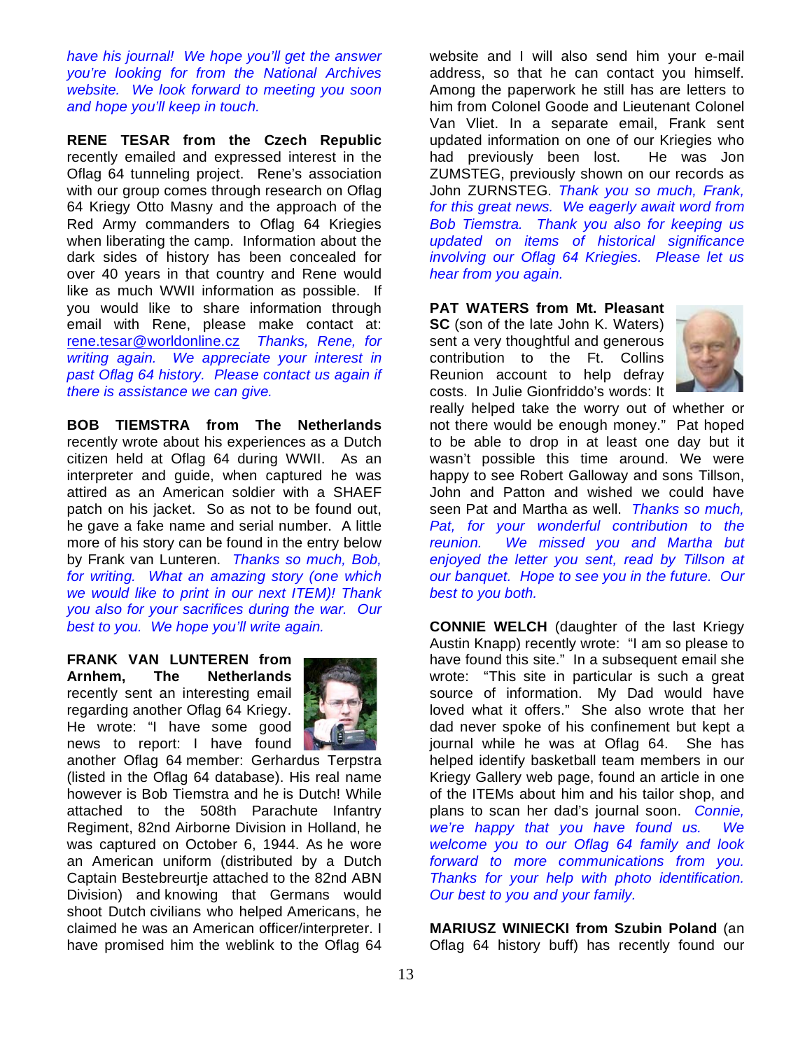*have his journal! We hope you'll get the answer you're looking for from the National Archives website. We look forward to meeting you soon and hope you'll keep in touch.*

**RENE TESAR from the Czech Republic** recently emailed and expressed interest in the Oflag 64 tunneling project. Rene's association with our group comes through research on Oflag 64 Kriegy Otto Masny and the approach of the Red Army commanders to Oflag 64 Kriegies when liberating the camp. Information about the dark sides of history has been concealed for over 40 years in that country and Rene would like as much WWII information as possible. If you would like to share information through email with Rene, please make contact at: rene.tesar@worldonline.cz *Thanks, Rene, for writing again. We appreciate your interest in past Oflag 64 history. Please contact us again if there is assistance we can give.*

**BOB TIEMSTRA from The Netherlands** recently wrote about his experiences as a Dutch citizen held at Oflag 64 during WWII. As an interpreter and guide, when captured he was attired as an American soldier with a SHAEF patch on his jacket. So as not to be found out, he gave a fake name and serial number. A little more of his story can be found in the entry below by Frank van Lunteren. *Thanks so much, Bob, for writing. What an amazing story (one which we would like to print in our next ITEM)! Thank you also for your sacrifices during the war. Our best to you. We hope you'll write again.*

**FRANK VAN LUNTEREN from Arnhem, The Netherlands** recently sent an interesting email regarding another Oflag 64 Kriegy. He wrote: "I have some good news to report: I have found another Oflag 64 member: Gerhardus Terpstra (listed in the Oflag 64 database). His real name however is Bob Tiemstra and he is Dutch! While attached to the 508th Parachute Infantry Regiment, 82nd Airborne Division in Holland, he was captured on October 6, 1944. As he wore an American uniform (distributed by a Dutch Captain Bestebreurtje attached to the 82nd ABN Division) and knowing that Germans would shoot Dutch civilians who helped Americans, he claimed he was an American officer/interpreter. I have promised him the weblink to the Oflag 64 website and I will also send him your e-mail address, so that he can contact you himself. Among the paperwork he still has are letters to him from Colonel Goode and Lieutenant Colonel Van Vliet. In a separate email, Frank sent updated information on one of our Kriegies who had previously been lost. He was Jon ZUMSTEG, previously shown on our records as John ZURNSTEG. *Thank you so much, Frank, for this great news. We eagerly await word from Bob Tiemstra. Thank you also for keeping us updated on items of historical significance involving our Oflag 64 Kriegies. Please let us hear from you again.*

**PAT WATERS from Mt. Pleasant SC** (son of the late John K. Waters) sent a very thoughtful and generous contribution to the Ft. Collins Reunion account to help defray costs. In Julie Gionfriddo's words: It really helped take the worry out of whether or not there would be enough money." Pat hoped to be able to drop in at least one day but it wasn't possible this time around. We were happy to see Robert Galloway and sons Tillson, John and Patton and wished we could have seen Pat and Martha as well. *Thanks so much, Pat, for your wonderful contribution to the reunion. We missed you and Martha but enjoyed the letter you sent, read by Tillson at our banquet. Hope to see you in the future. Our best to you both.*

**CONNIE WELCH** (daughter of the last Kriegy Austin Knapp) recently wrote: "I am so please to have found this site." In a subsequent email she wrote: "This site in particular is such a great source of information. My Dad would have loved what it offers." She also wrote that her dad never spoke of his confinement but kept a journal while he was at Oflag 64. She has helped identify basketball team members in our Kriegy Gallery web page, found an article in one of the ITEMs about him and his tailor shop, and plans to scan her dad's journal soon. *Connie, we're happy that you have found us. We welcome you to our Oflag 64 family and look forward to more communications from you. Thanks for your help with photo identification. Our best to you and your family.*

**MARIUSZ WINIECKI from Szubin Poland** (an Oflag 64 history buff) has recently found our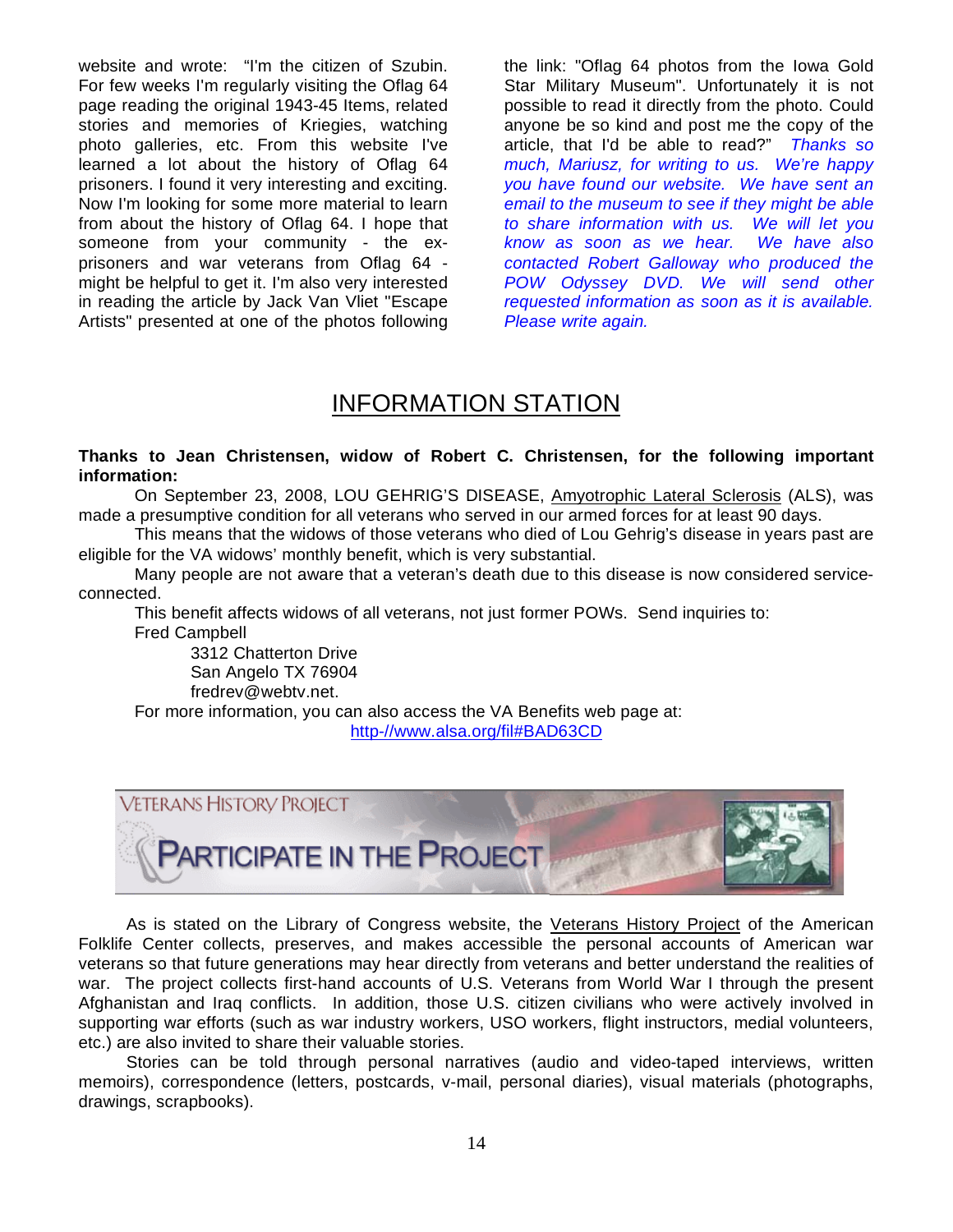website and wrote: "I'm the citizen of Szubin. For few weeks I'm regularly visiting the Oflag 64 page reading the original 1943-45 Items, related stories and memories of Kriegies, watching photo galleries, etc. From this website I've learned a lot about the history of Oflag 64 prisoners. I found it very interesting and exciting. Now I'm looking for some more material to learn from about the history of Oflag 64. I hope that someone from your community - the ex-prisoners and war veterans from Oflag 64 - might be helpful to get it. I'm also very interested in reading the article by Jack Van Vliet "Escape Artists" presented at one of the photos following the link: "Oflag 64 photos from the Iowa Gold Star Military Museum". Unfortunately it is not possible to read it directly from the photo. Could anyone be so kind and post me the copy of the article, that I'd be able to read?" *Thanks so much, Mariusz, for writing to us. We're happy you have found our website. We have sent an email to the museum to see if they might be able to share information with us. We will let you know as soon as we hear. We have also contacted Robert Galloway who produced the POW Odyssey DVD. We will send other requested information as soon as it is available. Please write again.*

## INFORMATION STATION

**Thanks to Jean Christensen, widow of Robert C. Christensen, for the following important information:**

On September 23, 2008, LOU GEHRIG'S DISEASE, Amyotrophic Lateral Sclerosis (ALS), was made a presumptive condition for all veterans who served in our armed forces for at least 90 days.

This means that the widows of those veterans who died of Lou Gehrig's disease in years past are eligible for the VA widows' monthly benefit, which is very substantial.

Many people are not aware that a veteran's death due to this disease is now considered service-connected.

This benefit affects widows of all veterans, not just former POWs. Send inquiries to:

Fred Campbell
3312 Chatterton Drive
San Angelo TX 76904
fredrev@webtv.net.

For more information, you can also access the VA Benefits web page at:
http-//www.alsa.org/fil#BAD63CD

VETERANS HISTORY PROJECT

PARTICIPATE IN THE PROJECT

As is stated on the Library of Congress website, the Veterans History Project of the American Folklife Center collects, preserves, and makes accessible the personal accounts of American war veterans so that future generations may hear directly from veterans and better understand the realities of war. The project collects first-hand accounts of U.S. Veterans from World War I through the present Afghanistan and Iraq conflicts. In addition, those U.S. citizen civilians who were actively involved in supporting war efforts (such as war industry workers, USO workers, flight instructors, medial volunteers, etc.) are also invited to share their valuable stories.

Stories can be told through personal narratives (audio and video-taped interviews, written memoirs), correspondence (letters, postcards, v-mail, personal diaries), visual materials (photographs, drawings, scrapbooks).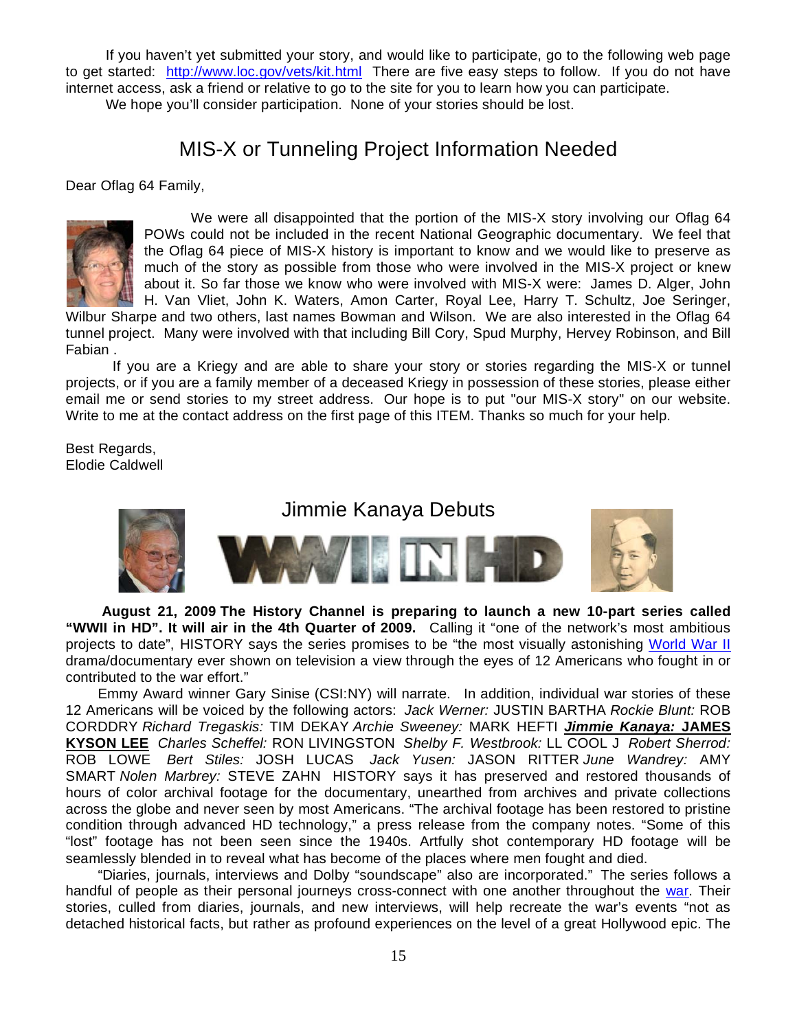If you haven't yet submitted your story, and would like to participate, go to the following web page to get started: http://www.loc.gov/vets/kit.html There are five easy steps to follow. If you do not have internet access, ask a friend or relative to go to the site for you to learn how you can participate.

We hope you'll consider participation. None of your stories should be lost.

## MIS-X or Tunneling Project Information Needed

Dear Oflag 64 Family,

We were all disappointed that the portion of the MIS-X story involving our Oflag 64 POWs could not be included in the recent National Geographic documentary. We feel that the Oflag 64 piece of MIS-X history is important to know and we would like to preserve as much of the story as possible from those who were involved in the MIS-X project or knew about it. So far those we know who were involved with MIS-X were: James D. Alger, John H. Van Vliet, John K. Waters, Amon Carter, Royal Lee, Harry T. Schultz, Joe Seringer, Wilbur Sharpe and two others, last names Bowman and Wilson. We are also interested in the Oflag 64 tunnel project. Many were involved with that including Bill Cory, Spud Murphy, Hervey Robinson, and Bill Fabian .

If you are a Kriegy and are able to share your story or stories regarding the MIS-X or tunnel projects, or if you are a family member of a deceased Kriegy in possession of these stories, please either email me or send stories to my street address. Our hope is to put "our MIS-X story" on our website. Write to me at the contact address on the first page of this ITEM. Thanks so much for your help.

Best Regards,
Elodie Caldwell

## Jimmie Kanaya Debuts

WWII IN HD

**August 21, 2009 The History Channel is preparing to launch a new 10-part series called "WWII in HD". It will air in the 4th Quarter of 2009.** Calling it "one of the network's most ambitious projects to date", HISTORY says the series promises to be "the most visually astonishing World War II drama/documentary ever shown on television a view through the eyes of 12 Americans who fought in or contributed to the war effort."

Emmy Award winner Gary Sinise (CSI:NY) will narrate. In addition, individual war stories of these 12 Americans will be voiced by the following actors: *Jack Werner:* JUSTIN BARTHA *Rockie Blunt:* ROB CORDDRY *Richard Tregaskis:* TIM DEKAY *Archie Sweeney:* MARK HEFTI ***Jimmie Kanaya:* JAMES KYSON LEE** *Charles Scheffel:* RON LIVINGSTON *Shelby F. Westbrook:* LL COOL J *Robert Sherrod:* ROB LOWE *Bert Stiles:* JOSH LUCAS *Jack Yusen:* JASON RITTER *June Wandrey:* AMY SMART *Nolen Marbrey:* STEVE ZAHN HISTORY says it has preserved and restored thousands of hours of color archival footage for the documentary, unearthed from archives and private collections across the globe and never seen by most Americans. "The archival footage has been restored to pristine condition through advanced HD technology," a press release from the company notes. "Some of this "lost" footage has not been seen since the 1940s. Artfully shot contemporary HD footage will be seamlessly blended in to reveal what has become of the places where men fought and died.

"Diaries, journals, interviews and Dolby "soundscape" also are incorporated." The series follows a handful of people as their personal journeys cross-connect with one another throughout the war. Their stories, culled from diaries, journals, and new interviews, will help recreate the war's events "not as detached historical facts, but rather as profound experiences on the level of a great Hollywood epic. The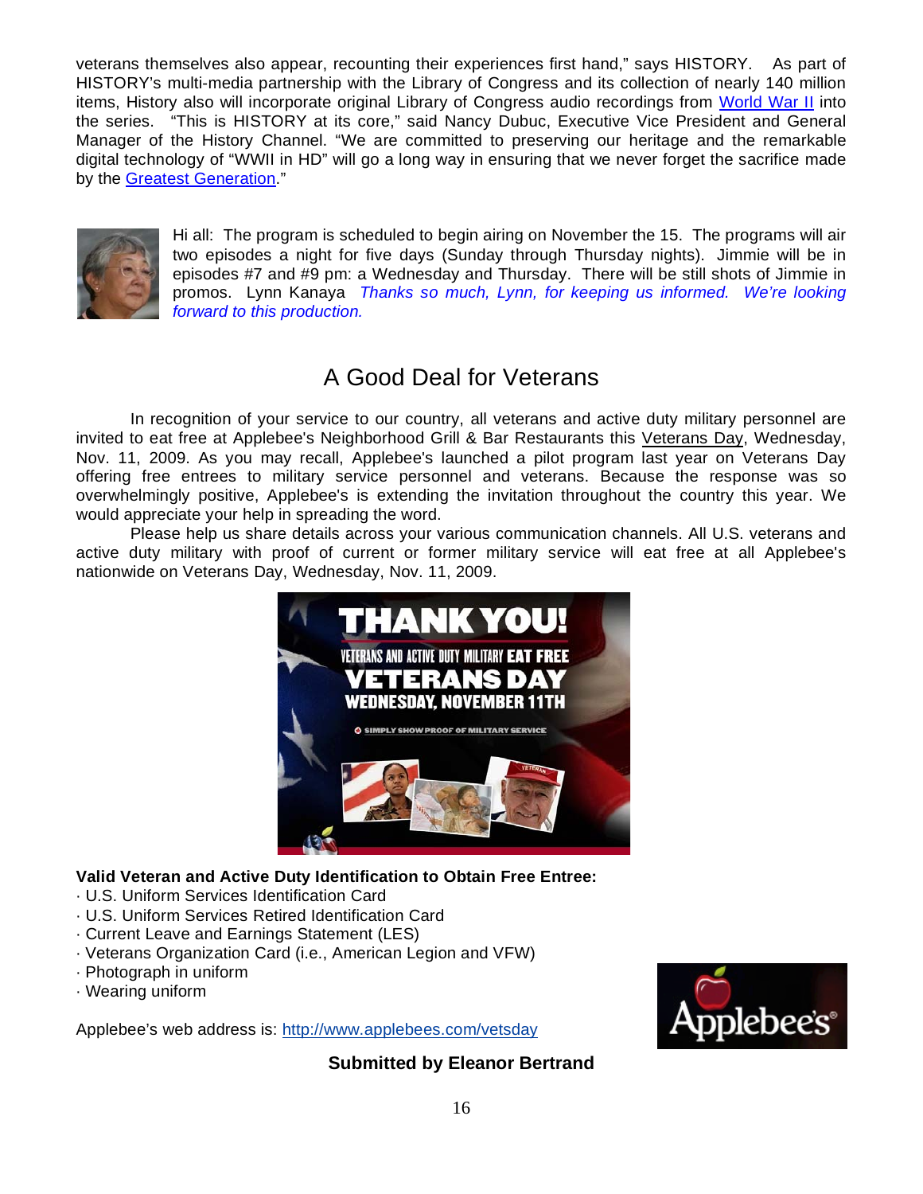veterans themselves also appear, recounting their experiences first hand," says HISTORY. As part of HISTORY's multi-media partnership with the Library of Congress and its collection of nearly 140 million items, History also will incorporate original Library of Congress audio recordings from World War II into the series. "This is HISTORY at its core," said Nancy Dubuc, Executive Vice President and General Manager of the History Channel. "We are committed to preserving our heritage and the remarkable digital technology of "WWII in HD" will go a long way in ensuring that we never forget the sacrifice made by the Greatest Generation."

Hi all: The program is scheduled to begin airing on November the 15. The programs will air two episodes a night for five days (Sunday through Thursday nights). Jimmie will be in episodes #7 and #9 pm: a Wednesday and Thursday. There will be still shots of Jimmie in promos. Lynn Kanaya *Thanks so much, Lynn, for keeping us informed. We're looking forward to this production.*

## A Good Deal for Veterans

In recognition of your service to our country, all veterans and active duty military personnel are invited to eat free at Applebee's Neighborhood Grill & Bar Restaurants this Veterans Day, Wednesday, Nov. 11, 2009. As you may recall, Applebee's launched a pilot program last year on Veterans Day offering free entrees to military service personnel and veterans. Because the response was so overwhelmingly positive, Applebee's is extending the invitation throughout the country this year. We would appreciate your help in spreading the word.

Please help us share details across your various communication channels. All U.S. veterans and active duty military with proof of current or former military service will eat free at all Applebee's nationwide on Veterans Day, Wednesday, Nov. 11, 2009.

**Valid Veteran and Active Duty Identification to Obtain Free Entree:**

· U.S. Uniform Services Identification Card
· U.S. Uniform Services Retired Identification Card
· Current Leave and Earnings Statement (LES)
· Veterans Organization Card (i.e., American Legion and VFW)
· Photograph in uniform
· Wearing uniform

Applebee's web address is: http://www.applebees.com/vetsday

**Submitted by Eleanor Bertrand**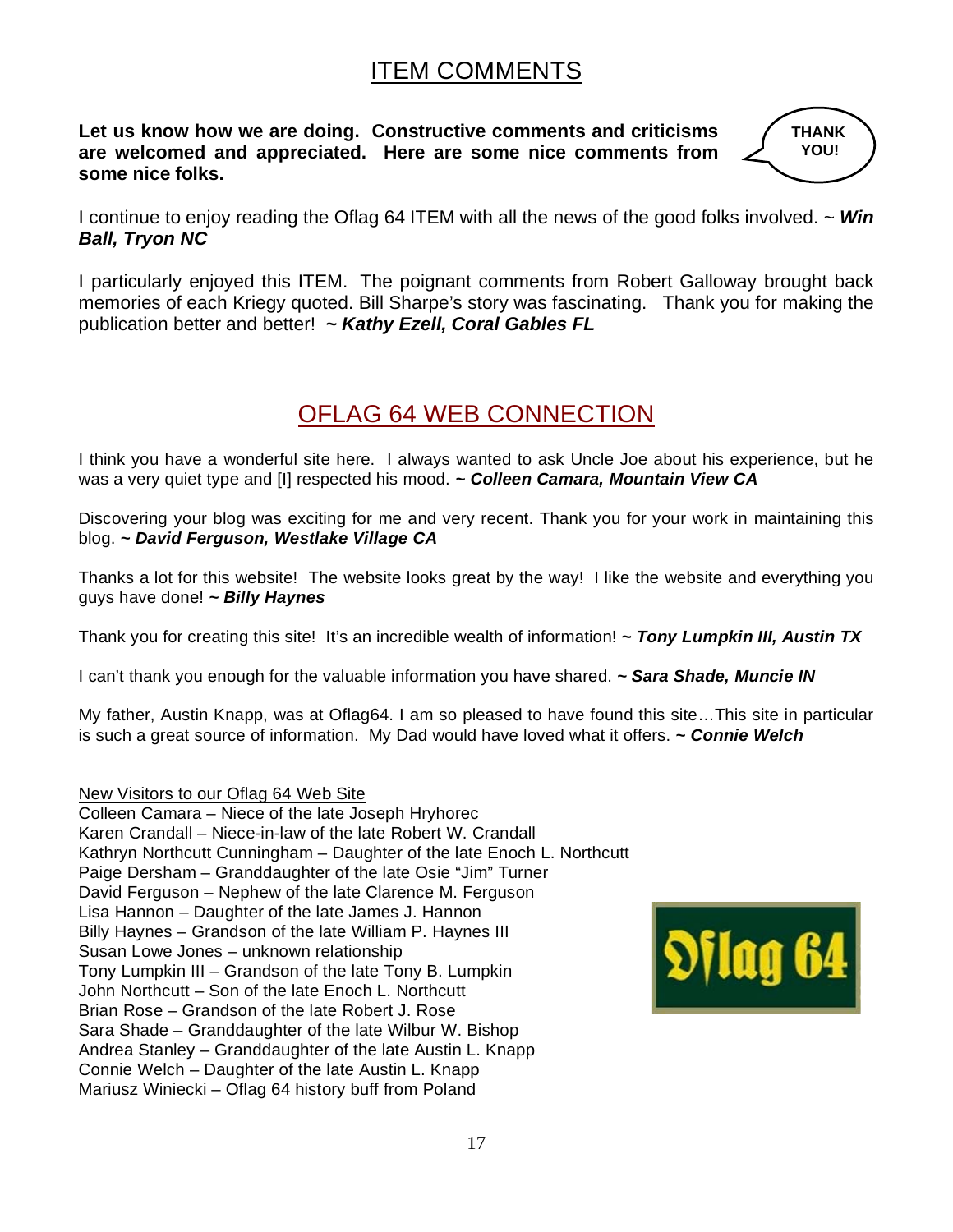# ITEM COMMENTS

**Let us know how we are doing. Constructive comments and criticisms are welcomed and appreciated. Here are some nice comments from some nice folks.**

**THANK YOU!**

I continue to enjoy reading the Oflag 64 ITEM with all the news of the good folks involved. ~ ***Win Ball, Tryon NC***

I particularly enjoyed this ITEM. The poignant comments from Robert Galloway brought back memories of each Kriegy quoted. Bill Sharpe's story was fascinating. Thank you for making the publication better and better! ***~ Kathy Ezell, Coral Gables FL***

# OFLAG 64 WEB CONNECTION

I think you have a wonderful site here. I always wanted to ask Uncle Joe about his experience, but he was a very quiet type and [I] respected his mood. ***~ Colleen Camara, Mountain View CA***

Discovering your blog was exciting for me and very recent. Thank you for your work in maintaining this blog. ***~ David Ferguson, Westlake Village CA***

Thanks a lot for this website! The website looks great by the way! I like the website and everything you guys have done! ***~ Billy Haynes***

Thank you for creating this site! It's an incredible wealth of information! ***~ Tony Lumpkin III, Austin TX***

I can't thank you enough for the valuable information you have shared. ***~ Sara Shade, Muncie IN***

My father, Austin Knapp, was at Oflag64. I am so pleased to have found this site…This site in particular is such a great source of information. My Dad would have loved what it offers. ***~ Connie Welch***

New Visitors to our Oflag 64 Web Site

Colleen Camara – Niece of the late Joseph Hryhorec
Karen Crandall – Niece-in-law of the late Robert W. Crandall
Kathryn Northcutt Cunningham – Daughter of the late Enoch L. Northcutt
Paige Dersham – Granddaughter of the late Osie "Jim" Turner
David Ferguson – Nephew of the late Clarence M. Ferguson
Lisa Hannon – Daughter of the late James J. Hannon
Billy Haynes – Grandson of the late William P. Haynes III
Susan Lowe Jones – unknown relationship
Tony Lumpkin III – Grandson of the late Tony B. Lumpkin
John Northcutt – Son of the late Enoch L. Northcutt
Brian Rose – Grandson of the late Robert J. Rose
Sara Shade – Granddaughter of the late Wilbur W. Bishop
Andrea Stanley – Granddaughter of the late Austin L. Knapp
Connie Welch – Daughter of the late Austin L. Knapp
Mariusz Winiecki – Oflag 64 history buff from Poland

Oflag 64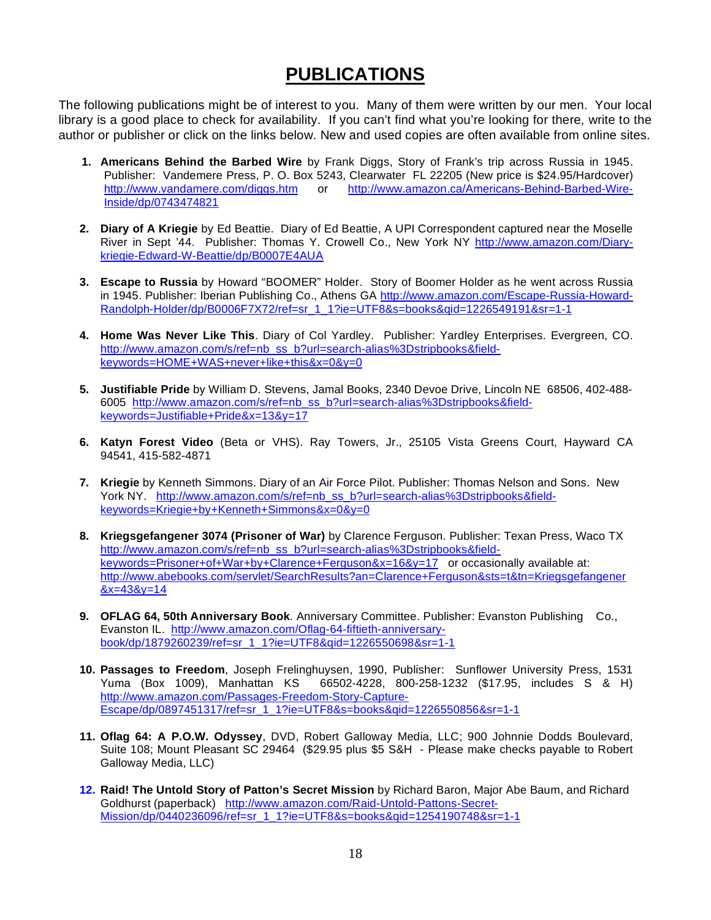# PUBLICATIONS

The following publications might be of interest to you. Many of them were written by our men. Your local library is a good place to check for availability. If you can't find what you're looking for there, write to the author or publisher or click on the links below. New and used copies are often available from online sites.

1. **Americans Behind the Barbed Wire** by Frank Diggs, Story of Frank's trip across Russia in 1945. Publisher: Vandemere Press, P. O. Box 5243, Clearwater FL 22205 (New price is $24.95/Hardcover) http://www.vandamere.com/diggs.htm or http://www.amazon.ca/Americans-Behind-Barbed-Wire-Inside/dp/0743474821

2. **Diary of A Kriegie** by Ed Beattie. Diary of Ed Beattie, A UPI Correspondent captured near the Moselle River in Sept '44. Publisher: Thomas Y. Crowell Co., New York NY http://www.amazon.com/Diary-kriegie-Edward-W-Beattie/dp/B0007E4AUA

3. **Escape to Russia** by Howard "BOOMER" Holder. Story of Boomer Holder as he went across Russia in 1945. Publisher: Iberian Publishing Co., Athens GA http://www.amazon.com/Escape-Russia-Howard-Randolph-Holder/dp/B0006F7X72/ref=sr_1_1?ie=UTF8&s=books&qid=1226549191&sr=1-1

4. **Home Was Never Like This**. Diary of Col Yardley. Publisher: Yardley Enterprises. Evergreen, CO. http://www.amazon.com/s/ref=nb_ss_b?url=search-alias%3Dstripbooks&field-keywords=HOME+WAS+never+like+this&x=0&y=0

5. **Justifiable Pride** by William D. Stevens, Jamal Books, 2340 Devoe Drive, Lincoln NE 68506, 402-488-6005 http://www.amazon.com/s/ref=nb_ss_b?url=search-alias%3Dstripbooks&field-keywords=Justifiable+Pride&x=13&y=17

6. **Katyn Forest Video** (Beta or VHS). Ray Towers, Jr., 25105 Vista Greens Court, Hayward CA 94541, 415-582-4871

7. **Kriegie** by Kenneth Simmons. Diary of an Air Force Pilot. Publisher: Thomas Nelson and Sons. New York NY. http://www.amazon.com/s/ref=nb_ss_b?url=search-alias%3Dstripbooks&field-keywords=Kriegie+by+Kenneth+Simmons&x=0&y=0

8. **Kriegsgefangener 3074 (Prisoner of War)** by Clarence Ferguson. Publisher: Texan Press, Waco TX http://www.amazon.com/s/ref=nb_ss_b?url=search-alias%3Dstripbooks&field-keywords=Prisoner+of+War+by+Clarence+Ferguson&x=16&y=17 or occasionally available at: http://www.abebooks.com/servlet/SearchResults?an=Clarence+Ferguson&sts=t&tn=Kriegsgefangener&x=43&y=14

9. **OFLAG 64, 50th Anniversary Book**. Anniversary Committee. Publisher: Evanston Publishing Co., Evanston IL. http://www.amazon.com/Oflag-64-fiftieth-anniversary-book/dp/1879260239/ref=sr_1_1?ie=UTF8&qid=1226550698&sr=1-1

10. **Passages to Freedom**, Joseph Frelinghuysen, 1990, Publisher: Sunflower University Press, 1531 Yuma (Box 1009), Manhattan KS 66502-4228, 800-258-1232 ($17.95, includes S & H) http://www.amazon.com/Passages-Freedom-Story-Capture-Escape/dp/0897451317/ref=sr_1_1?ie=UTF8&s=books&qid=1226550856&sr=1-1

11. **Oflag 64: A P.O.W. Odyssey**, DVD, Robert Galloway Media, LLC; 900 Johnnie Dodds Boulevard, Suite 108; Mount Pleasant SC 29464 ($29.95 plus $5 S&H - Please make checks payable to Robert Galloway Media, LLC)

12. **Raid! The Untold Story of Patton's Secret Mission** by Richard Baron, Major Abe Baum, and Richard Goldhurst (paperback) http://www.amazon.com/Raid-Untold-Pattons-Secret-Mission/dp/0440236096/ref=sr_1_1?ie=UTF8&s=books&qid=1254190748&sr=1-1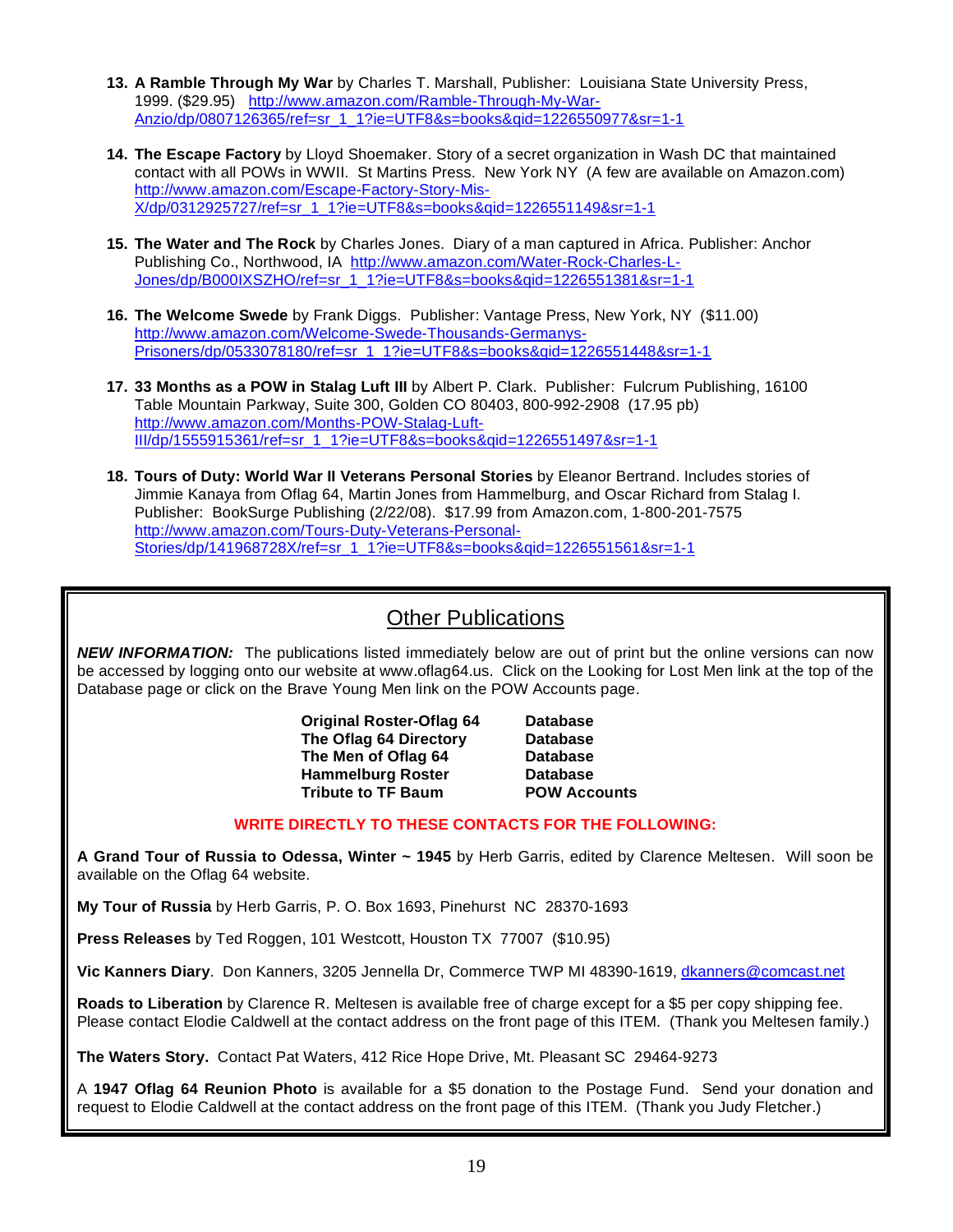13. **A Ramble Through My War** by Charles T. Marshall, Publisher: Louisiana State University Press, 1999. ($29.95) http://www.amazon.com/Ramble-Through-My-War-Anzio/dp/0807126365/ref=sr_1_1?ie=UTF8&s=books&qid=1226550977&sr=1-1

14. **The Escape Factory** by Lloyd Shoemaker. Story of a secret organization in Wash DC that maintained contact with all POWs in WWII. St Martins Press. New York NY (A few are available on Amazon.com) http://www.amazon.com/Escape-Factory-Story-Mis-X/dp/0312925727/ref=sr_1_1?ie=UTF8&s=books&qid=1226551149&sr=1-1

15. **The Water and The Rock** by Charles Jones. Diary of a man captured in Africa. Publisher: Anchor Publishing Co., Northwood, IA http://www.amazon.com/Water-Rock-Charles-L-Jones/dp/B000IXSZHO/ref=sr_1_1?ie=UTF8&s=books&qid=1226551381&sr=1-1

16. **The Welcome Swede** by Frank Diggs. Publisher: Vantage Press, New York, NY ($11.00) http://www.amazon.com/Welcome-Swede-Thousands-Germanys-Prisoners/dp/0533078180/ref=sr_1_1?ie=UTF8&s=books&qid=1226551448&sr=1-1

17. **33 Months as a POW in Stalag Luft III** by Albert P. Clark. Publisher: Fulcrum Publishing, 16100 Table Mountain Parkway, Suite 300, Golden CO 80403, 800-992-2908 (17.95 pb) http://www.amazon.com/Months-POW-Stalag-Luft-III/dp/1555915361/ref=sr_1_1?ie=UTF8&s=books&qid=1226551497&sr=1-1

18. **Tours of Duty: World War II Veterans Personal Stories** by Eleanor Bertrand. Includes stories of Jimmie Kanaya from Oflag 64, Martin Jones from Hammelburg, and Oscar Richard from Stalag I. Publisher: BookSurge Publishing (2/22/08). $17.99 from Amazon.com, 1-800-201-7575 http://www.amazon.com/Tours-Duty-Veterans-Personal-Stories/dp/141968728X/ref=sr_1_1?ie=UTF8&s=books&qid=1226551561&sr=1-1

## Other Publications

***NEW INFORMATION:*** The publications listed immediately below are out of print but the online versions can now be accessed by logging onto our website at www.oflag64.us. Click on the Looking for Lost Men link at the top of the Database page or click on the Brave Young Men link on the POW Accounts page.

| | |
|---|---|
| **Original Roster-Oflag 64** | **Database** |
| **The Oflag 64 Directory** | **Database** |
| **The Men of Oflag 64** | **Database** |
| **Hammelburg Roster** | **Database** |
| **Tribute to TF Baum** | **POW Accounts** |

**WRITE DIRECTLY TO THESE CONTACTS FOR THE FOLLOWING:**

**A Grand Tour of Russia to Odessa, Winter ~ 1945** by Herb Garris, edited by Clarence Meltesen. Will soon be available on the Oflag 64 website.

**My Tour of Russia** by Herb Garris, P. O. Box 1693, Pinehurst NC 28370-1693

**Press Releases** by Ted Roggen, 101 Westcott, Houston TX 77007 ($10.95)

**Vic Kanners Diary**. Don Kanners, 3205 Jennella Dr, Commerce TWP MI 48390-1619, dkanners@comcast.net

**Roads to Liberation** by Clarence R. Meltesen is available free of charge except for a $5 per copy shipping fee. Please contact Elodie Caldwell at the contact address on the front page of this ITEM. (Thank you Meltesen family.)

**The Waters Story.** Contact Pat Waters, 412 Rice Hope Drive, Mt. Pleasant SC 29464-9273

A **1947 Oflag 64 Reunion Photo** is available for a $5 donation to the Postage Fund. Send your donation and request to Elodie Caldwell at the contact address on the front page of this ITEM. (Thank you Judy Fletcher.)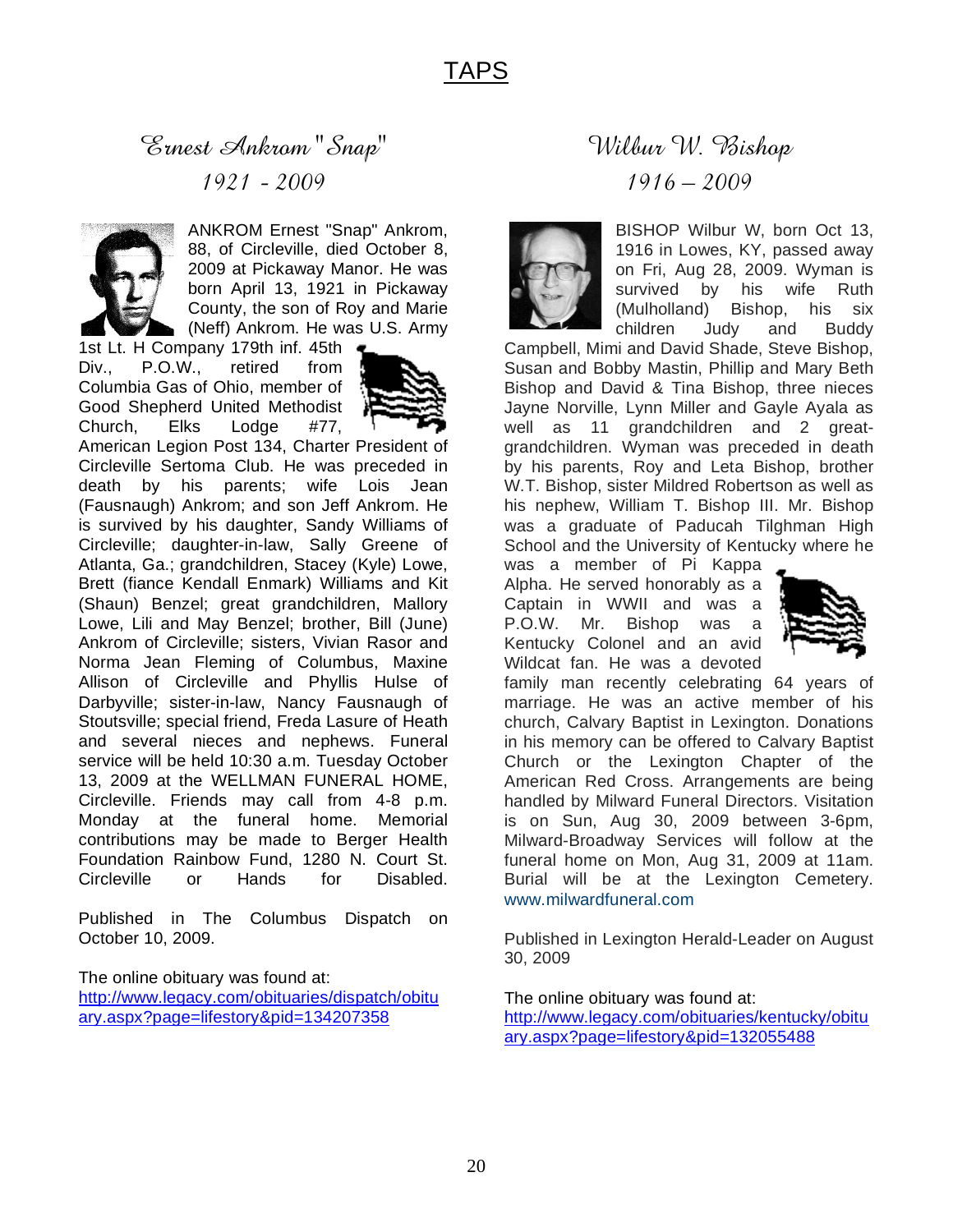# TAPS

## *Ernest Ankrom "Snap"*

*1921 - 2009*

ANKROM Ernest "Snap" Ankrom, 88, of Circleville, died October 8, 2009 at Pickaway Manor. He was born April 13, 1921 in Pickaway County, the son of Roy and Marie (Neff) Ankrom. He was U.S. Army 1st Lt. H Company 179th inf. 45th Div., P.O.W., retired from Columbia Gas of Ohio, member of Good Shepherd United Methodist Church, Elks Lodge #77, American Legion Post 134, Charter President of Circleville Sertoma Club. He was preceded in death by his parents; wife Lois Jean (Fausnaugh) Ankrom; and son Jeff Ankrom. He is survived by his daughter, Sandy Williams of Circleville; daughter-in-law, Sally Greene of Atlanta, Ga.; grandchildren, Stacey (Kyle) Lowe, Brett (fiance Kendall Enmark) Williams and Kit (Shaun) Benzel; great grandchildren, Mallory Lowe, Lili and May Benzel; brother, Bill (June) Ankrom of Circleville; sisters, Vivian Rasor and Norma Jean Fleming of Columbus, Maxine Allison of Circleville and Phyllis Hulse of Darbyville; sister-in-law, Nancy Fausnaugh of Stoutsville; special friend, Freda Lasure of Heath and several nieces and nephews. Funeral service will be held 10:30 a.m. Tuesday October 13, 2009 at the WELLMAN FUNERAL HOME, Circleville. Friends may call from 4-8 p.m. Monday at the funeral home. Memorial contributions may be made to Berger Health Foundation Rainbow Fund, 1280 N. Court St. Circleville or Hands for Disabled.

Published in The Columbus Dispatch on October 10, 2009.

The online obituary was found at:
http://www.legacy.com/obituaries/dispatch/obituary.aspx?page=lifestory&pid=134207358

## *Wilbur W. Bishop*

*1916 – 2009*

BISHOP Wilbur W, born Oct 13, 1916 in Lowes, KY, passed away on Fri, Aug 28, 2009. Wyman is survived by his wife Ruth (Mulholland) Bishop, his six children Judy and Buddy Campbell, Mimi and David Shade, Steve Bishop, Susan and Bobby Mastin, Phillip and Mary Beth Bishop and David & Tina Bishop, three nieces Jayne Norville, Lynn Miller and Gayle Ayala as well as 11 grandchildren and 2 great-grandchildren. Wyman was preceded in death by his parents, Roy and Leta Bishop, brother W.T. Bishop, sister Mildred Robertson as well as his nephew, William T. Bishop III. Mr. Bishop was a graduate of Paducah Tilghman High School and the University of Kentucky where he was a member of Pi Kappa Alpha. He served honorably as a Captain in WWII and was a P.O.W. Mr. Bishop was a Kentucky Colonel and an avid Wildcat fan. He was a devoted family man recently celebrating 64 years of marriage. He was an active member of his church, Calvary Baptist in Lexington. Donations in his memory can be offered to Calvary Baptist Church or the Lexington Chapter of the American Red Cross. Arrangements are being handled by Milward Funeral Directors. Visitation is on Sun, Aug 30, 2009 between 3-6pm, Milward-Broadway Services will follow at the funeral home on Mon, Aug 31, 2009 at 11am. Burial will be at the Lexington Cemetery. www.milwardfuneral.com

Published in Lexington Herald-Leader on August 30, 2009

The online obituary was found at:
http://www.legacy.com/obituaries/kentucky/obituary.aspx?page=lifestory&pid=132055488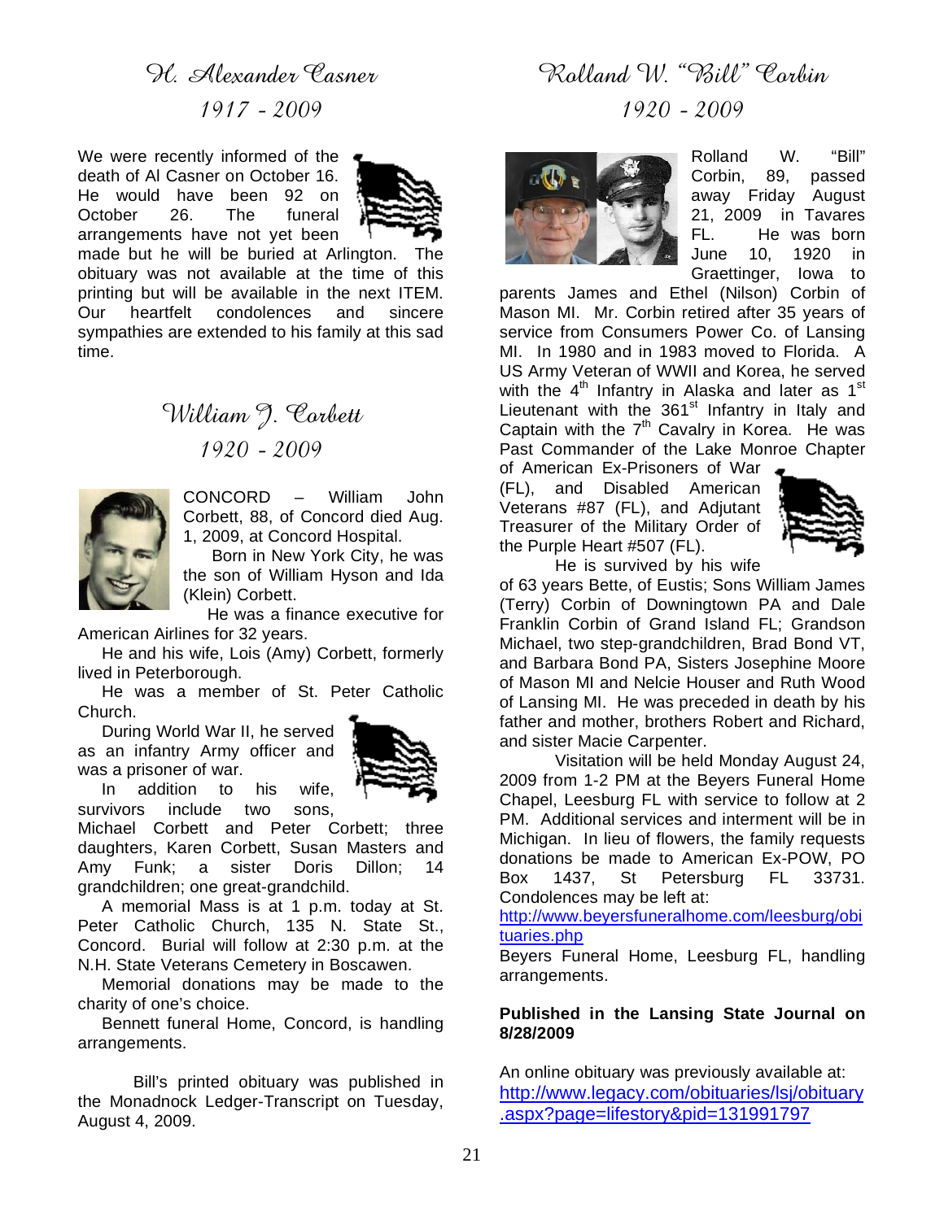## H. Alexander Casner

*1917 - 2009*

We were recently informed of the death of Al Casner on October 16. He would have been 92 on October 26. The funeral arrangements have not yet been made but he will be buried at Arlington. The obituary was not available at the time of this printing but will be available in the next ITEM. Our heartfelt condolences and sincere sympathies are extended to his family at this sad time.

## William J. Corbett

*1920 - 2009*

CONCORD – William John Corbett, 88, of Concord died Aug. 1, 2009, at Concord Hospital.

Born in New York City, he was the son of William Hyson and Ida (Klein) Corbett.

He was a finance executive for American Airlines for 32 years.

He and his wife, Lois (Amy) Corbett, formerly lived in Peterborough.

He was a member of St. Peter Catholic Church.

During World War II, he served as an infantry Army officer and was a prisoner of war.

In addition to his wife, survivors include two sons, Michael Corbett and Peter Corbett; three daughters, Karen Corbett, Susan Masters and Amy Funk; a sister Doris Dillon; 14 grandchildren; one great-grandchild.

A memorial Mass is at 1 p.m. today at St. Peter Catholic Church, 135 N. State St., Concord. Burial will follow at 2:30 p.m. at the N.H. State Veterans Cemetery in Boscawen.

Memorial donations may be made to the charity of one's choice.

Bennett funeral Home, Concord, is handling arrangements.

Bill's printed obituary was published in the Monadnock Ledger-Transcript on Tuesday, August 4, 2009.

## Rolland W. "Bill" Corbin

*1920 - 2009*

Rolland W. "Bill" Corbin, 89, passed away Friday August 21, 2009 in Tavares FL. He was born June 10, 1920 in Graettinger, Iowa to parents James and Ethel (Nilson) Corbin of Mason MI. Mr. Corbin retired after 35 years of service from Consumers Power Co. of Lansing MI. In 1980 and in 1983 moved to Florida. A US Army Veteran of WWII and Korea, he served with the 4th Infantry in Alaska and later as 1st Lieutenant with the 361st Infantry in Italy and Captain with the 7th Cavalry in Korea. He was Past Commander of the Lake Monroe Chapter of American Ex-Prisoners of War (FL), and Disabled American Veterans #87 (FL), and Adjutant Treasurer of the Military Order of the Purple Heart #507 (FL).

He is survived by his wife of 63 years Bette, of Eustis; Sons William James (Terry) Corbin of Downingtown PA and Dale Franklin Corbin of Grand Island FL; Grandson Michael, two step-grandchildren, Brad Bond VT, and Barbara Bond PA, Sisters Josephine Moore of Mason MI and Nelcie Houser and Ruth Wood of Lansing MI. He was preceded in death by his father and mother, brothers Robert and Richard, and sister Macie Carpenter.

Visitation will be held Monday August 24, 2009 from 1-2 PM at the Beyers Funeral Home Chapel, Leesburg FL with service to follow at 2 PM. Additional services and interment will be in Michigan. In lieu of flowers, the family requests donations be made to American Ex-POW, PO Box 1437, St Petersburg FL 33731. Condolences may be left at:
http://www.beyersfuneralhome.com/leesburg/obituaries.php

Beyers Funeral Home, Leesburg FL, handling arrangements.

**Published in the Lansing State Journal on 8/28/2009**

An online obituary was previously available at:
http://www.legacy.com/obituaries/lsj/obituary.aspx?page=lifestory&pid=131991797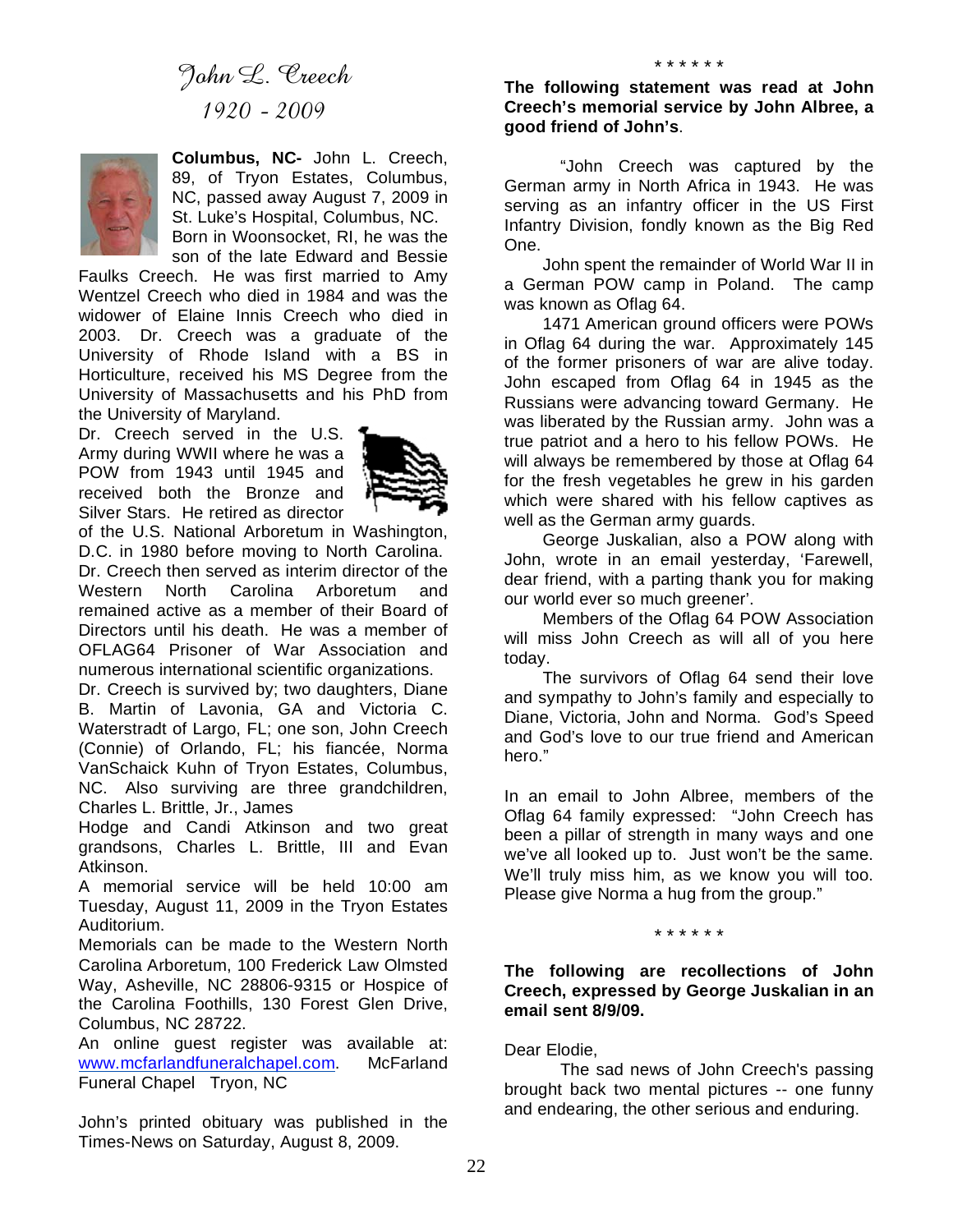# *John L. Creech*

## *1920 - 2009*

**Columbus, NC-** John L. Creech, 89, of Tryon Estates, Columbus, NC, passed away August 7, 2009 in St. Luke's Hospital, Columbus, NC.

Born in Woonsocket, RI, he was the son of the late Edward and Bessie Faulks Creech. He was first married to Amy Wentzel Creech who died in 1984 and was the widower of Elaine Innis Creech who died in 2003. Dr. Creech was a graduate of the University of Rhode Island with a BS in Horticulture, received his MS Degree from the University of Massachusetts and his PhD from the University of Maryland.

Dr. Creech served in the U.S. Army during WWII where he was a POW from 1943 until 1945 and received both the Bronze and Silver Stars. He retired as director of the U.S. National Arboretum in Washington, D.C. in 1980 before moving to North Carolina. Dr. Creech then served as interim director of the Western North Carolina Arboretum and remained active as a member of their Board of Directors until his death. He was a member of OFLAG64 Prisoner of War Association and numerous international scientific organizations.

Dr. Creech is survived by; two daughters, Diane B. Martin of Lavonia, GA and Victoria C. Waterstradt of Largo, FL; one son, John Creech (Connie) of Orlando, FL; his fiancée, Norma VanSchaick Kuhn of Tryon Estates, Columbus, NC. Also surviving are three grandchildren, Charles L. Brittle, Jr., James Hodge and Candi Atkinson and two great grandsons, Charles L. Brittle, III and Evan Atkinson.

A memorial service will be held 10:00 am Tuesday, August 11, 2009 in the Tryon Estates Auditorium.

Memorials can be made to the Western North Carolina Arboretum, 100 Frederick Law Olmsted Way, Asheville, NC 28806-9315 or Hospice of the Carolina Foothills, 130 Forest Glen Drive, Columbus, NC 28722.

An online guest register was available at: www.mcfarlandfuneralchapel.com. McFarland Funeral Chapel Tryon, NC

John's printed obituary was published in the Times-News on Saturday, August 8, 2009.

\* \* \* \* \* \*

**The following statement was read at John Creech's memorial service by John Albree, a good friend of John's**.

"John Creech was captured by the German army in North Africa in 1943. He was serving as an infantry officer in the US First Infantry Division, fondly known as the Big Red One.

John spent the remainder of World War II in a German POW camp in Poland. The camp was known as Oflag 64.

1471 American ground officers were POWs in Oflag 64 during the war. Approximately 145 of the former prisoners of war are alive today. John escaped from Oflag 64 in 1945 as the Russians were advancing toward Germany. He was liberated by the Russian army. John was a true patriot and a hero to his fellow POWs. He will always be remembered by those at Oflag 64 for the fresh vegetables he grew in his garden which were shared with his fellow captives as well as the German army guards.

George Juskalian, also a POW along with John, wrote in an email yesterday, 'Farewell, dear friend, with a parting thank you for making our world ever so much greener'.

Members of the Oflag 64 POW Association will miss John Creech as will all of you here today.

The survivors of Oflag 64 send their love and sympathy to John's family and especially to Diane, Victoria, John and Norma. God's Speed and God's love to our true friend and American hero."

In an email to John Albree, members of the Oflag 64 family expressed: "John Creech has been a pillar of strength in many ways and one we've all looked up to. Just won't be the same. We'll truly miss him, as we know you will too. Please give Norma a hug from the group."

\* \* \* \* \* \*

**The following are recollections of John Creech, expressed by George Juskalian in an email sent 8/9/09.**

Dear Elodie,

The sad news of John Creech's passing brought back two mental pictures -- one funny and endearing, the other serious and enduring.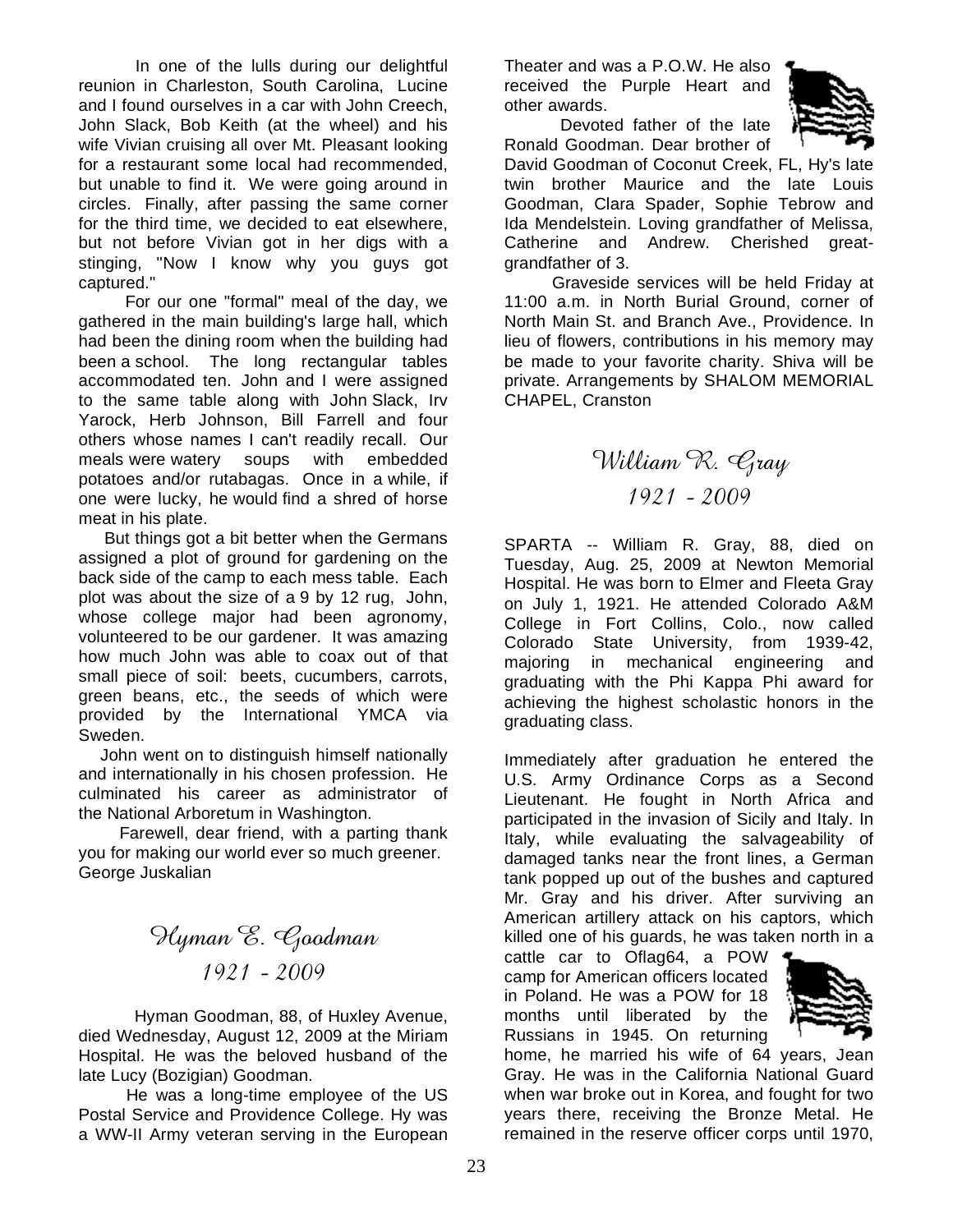In one of the lulls during our delightful reunion in Charleston, South Carolina, Lucine and I found ourselves in a car with John Creech, John Slack, Bob Keith (at the wheel) and his wife Vivian cruising all over Mt. Pleasant looking for a restaurant some local had recommended, but unable to find it. We were going around in circles. Finally, after passing the same corner for the third time, we decided to eat elsewhere, but not before Vivian got in her digs with a stinging, "Now I know why you guys got captured."

For our one "formal" meal of the day, we gathered in the main building's large hall, which had been the dining room when the building had been a school. The long rectangular tables accommodated ten. John and I were assigned to the same table along with John Slack, Irv Yarock, Herb Johnson, Bill Farrell and four others whose names I can't readily recall. Our meals were watery soups with embedded potatoes and/or rutabagas. Once in a while, if one were lucky, he would find a shred of horse meat in his plate.

But things got a bit better when the Germans assigned a plot of ground for gardening on the back side of the camp to each mess table. Each plot was about the size of a 9 by 12 rug, John, whose college major had been agronomy, volunteered to be our gardener. It was amazing how much John was able to coax out of that small piece of soil: beets, cucumbers, carrots, green beans, etc., the seeds of which were provided by the International YMCA via Sweden.

John went on to distinguish himself nationally and internationally in his chosen profession. He culminated his career as administrator of the National Arboretum in Washington.

Farewell, dear friend, with a parting thank you for making our world ever so much greener.
George Juskalian

## Hyman E. Goodman
## 1921 - 2009

Hyman Goodman, 88, of Huxley Avenue, died Wednesday, August 12, 2009 at the Miriam Hospital. He was the beloved husband of the late Lucy (Bozigian) Goodman.

He was a long-time employee of the US Postal Service and Providence College. Hy was a WW-II Army veteran serving in the European Theater and was a P.O.W. He also received the Purple Heart and other awards.

Devoted father of the late Ronald Goodman. Dear brother of David Goodman of Coconut Creek, FL, Hy's late twin brother Maurice and the late Louis Goodman, Clara Spader, Sophie Tebrow and Ida Mendelstein. Loving grandfather of Melissa, Catherine and Andrew. Cherished great-grandfather of 3.

Graveside services will be held Friday at 11:00 a.m. in North Burial Ground, corner of North Main St. and Branch Ave., Providence. In lieu of flowers, contributions in his memory may be made to your favorite charity. Shiva will be private. Arrangements by SHALOM MEMORIAL CHAPEL, Cranston

## William R. Gray
## 1921 - 2009

SPARTA -- William R. Gray, 88, died on Tuesday, Aug. 25, 2009 at Newton Memorial Hospital. He was born to Elmer and Fleeta Gray on July 1, 1921. He attended Colorado A&M College in Fort Collins, Colo., now called Colorado State University, from 1939-42, majoring in mechanical engineering and graduating with the Phi Kappa Phi award for achieving the highest scholastic honors in the graduating class.

Immediately after graduation he entered the U.S. Army Ordinance Corps as a Second Lieutenant. He fought in North Africa and participated in the invasion of Sicily and Italy. In Italy, while evaluating the salvageability of damaged tanks near the front lines, a German tank popped up out of the bushes and captured Mr. Gray and his driver. After surviving an American artillery attack on his captors, which killed one of his guards, he was taken north in a cattle car to Oflag64, a POW camp for American officers located in Poland. He was a POW for 18 months until liberated by the Russians in 1945. On returning home, he married his wife of 64 years, Jean Gray. He was in the California National Guard when war broke out in Korea, and fought for two years there, receiving the Bronze Metal. He remained in the reserve officer corps until 1970,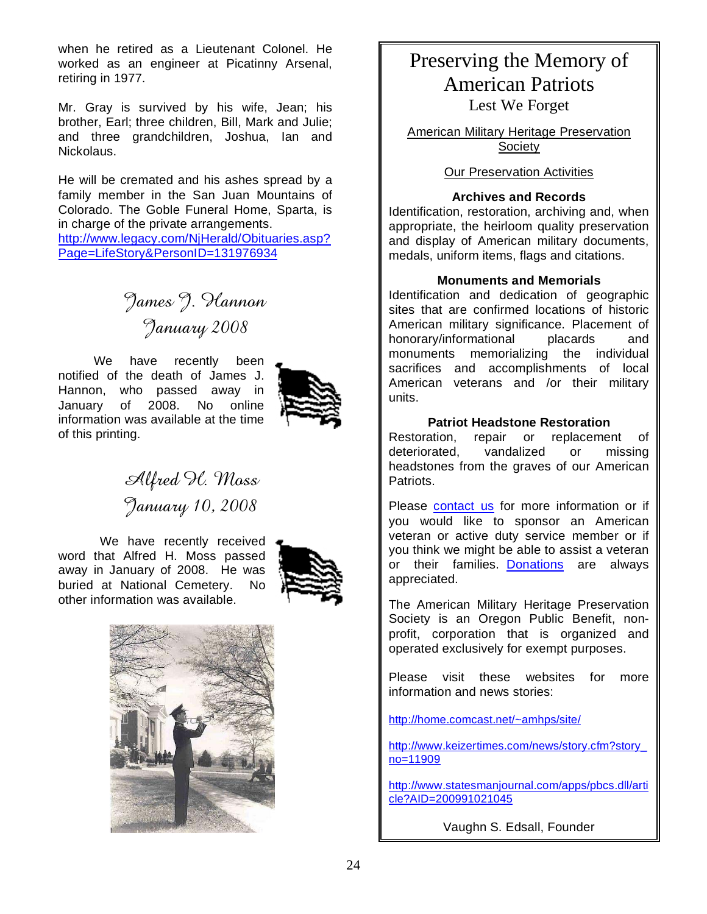when he retired as a Lieutenant Colonel. He worked as an engineer at Picatinny Arsenal, retiring in 1977.

Mr. Gray is survived by his wife, Jean; his brother, Earl; three children, Bill, Mark and Julie; and three grandchildren, Joshua, Ian and Nickolaus.

He will be cremated and his ashes spread by a family member in the San Juan Mountains of Colorado. The Goble Funeral Home, Sparta, is in charge of the private arrangements.
http://www.legacy.com/NjHerald/Obituaries.asp?Page=LifeStory&PersonID=131976934

## *James J. Hannon*
## *January 2008*

We have recently been notified of the death of James J. Hannon, who passed away in January of 2008. No online information was available at the time of this printing.

## *Alfred H. Moss*
## *January 10, 2008*

We have recently received word that Alfred H. Moss passed away in January of 2008. He was buried at National Cemetery. No other information was available.

# Preserving the Memory of American Patriots

### Lest We Forget

American Military Heritage Preservation Society

Our Preservation Activities

**Archives and Records**

Identification, restoration, archiving and, when appropriate, the heirloom quality preservation and display of American military documents, medals, uniform items, flags and citations.

**Monuments and Memorials**

Identification and dedication of geographic sites that are confirmed locations of historic American military significance. Placement of honorary/informational placards and monuments memorializing the individual sacrifices and accomplishments of local American veterans and /or their military units.

**Patriot Headstone Restoration**

Restoration, repair or replacement of deteriorated, vandalized or missing headstones from the graves of our American Patriots.

Please contact us for more information or if you would like to sponsor an American veteran or active duty service member or if you think we might be able to assist a veteran or their families. Donations are always appreciated.

The American Military Heritage Preservation Society is an Oregon Public Benefit, non-profit, corporation that is organized and operated exclusively for exempt purposes.

Please visit these websites for more information and news stories:

http://home.comcast.net/~amhps/site/

http://www.keizertimes.com/news/story.cfm?story_no=11909

http://www.statesmanjournal.com/apps/pbcs.dll/article?AID=200991021045

Vaughn S. Edsall, Founder